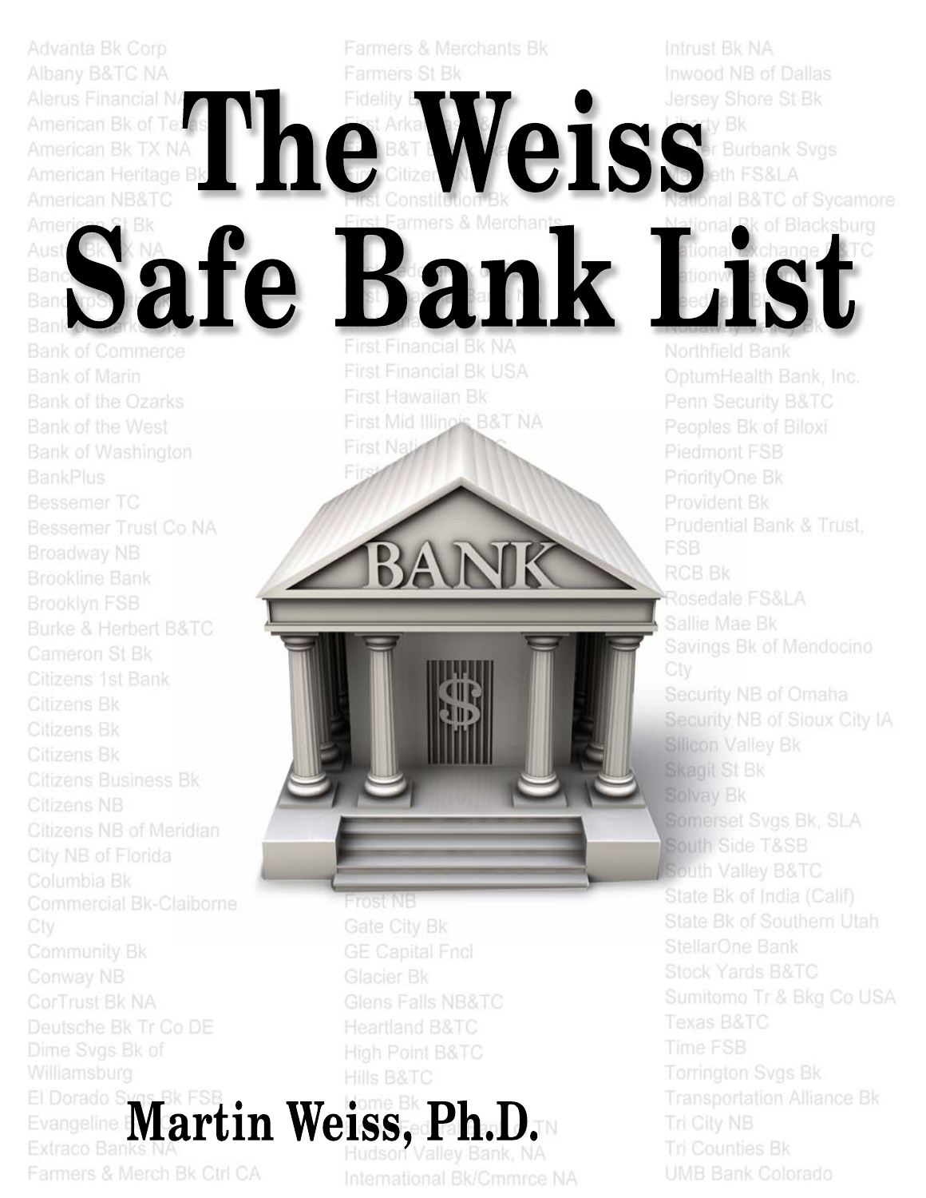# The Weiss Safe Bank List

**Martin Weiss, Ph.D.**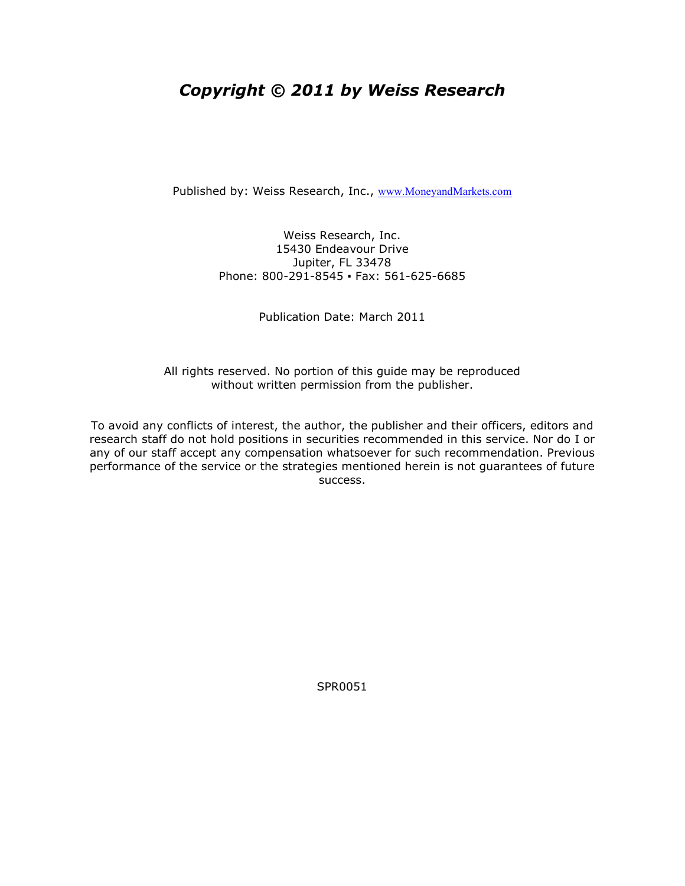# *Copyright © 2011 by Weiss Research*

Published by: Weiss Research, Inc., www.MoneyandMarkets.com

Weiss Research, Inc.
15430 Endeavour Drive
Jupiter, FL 33478
Phone: 800-291-8545 ▪ Fax: 561-625-6685

Publication Date: March 2011

All rights reserved. No portion of this guide may be reproduced without written permission from the publisher.

To avoid any conflicts of interest, the author, the publisher and their officers, editors and research staff do not hold positions in securities recommended in this service. Nor do I or any of our staff accept any compensation whatsoever for such recommendation. Previous performance of the service or the strategies mentioned herein is not guarantees of future success.

SPR0051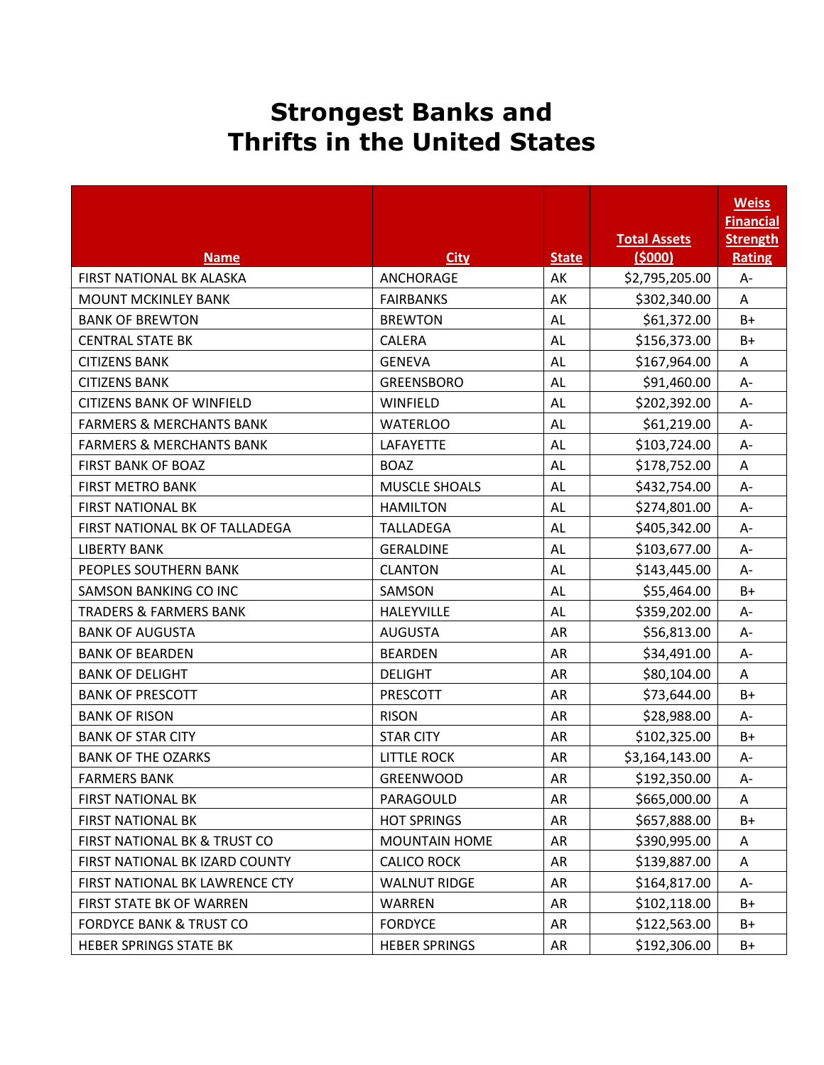# Strongest Banks and Thrifts in the United States

| Name | City | State | Total Assets ($000) | Weiss Financial Strength Rating |
|---|---|---|---|---|
| FIRST NATIONAL BK ALASKA | ANCHORAGE | AK | $2,795,205.00 | A- |
| MOUNT MCKINLEY BANK | FAIRBANKS | AK | $302,340.00 | A |
| BANK OF BREWTON | BREWTON | AL | $61,372.00 | B+ |
| CENTRAL STATE BK | CALERA | AL | $156,373.00 | B+ |
| CITIZENS BANK | GENEVA | AL | $167,964.00 | A |
| CITIZENS BANK | GREENSBORO | AL | $91,460.00 | A- |
| CITIZENS BANK OF WINFIELD | WINFIELD | AL | $202,392.00 | A- |
| FARMERS & MERCHANTS BANK | WATERLOO | AL | $61,219.00 | A- |
| FARMERS & MERCHANTS BANK | LAFAYETTE | AL | $103,724.00 | A- |
| FIRST BANK OF BOAZ | BOAZ | AL | $178,752.00 | A |
| FIRST METRO BANK | MUSCLE SHOALS | AL | $432,754.00 | A- |
| FIRST NATIONAL BK | HAMILTON | AL | $274,801.00 | A- |
| FIRST NATIONAL BK OF TALLADEGA | TALLADEGA | AL | $405,342.00 | A- |
| LIBERTY BANK | GERALDINE | AL | $103,677.00 | A- |
| PEOPLES SOUTHERN BANK | CLANTON | AL | $143,445.00 | A- |
| SAMSON BANKING CO INC | SAMSON | AL | $55,464.00 | B+ |
| TRADERS & FARMERS BANK | HALEYVILLE | AL | $359,202.00 | A- |
| BANK OF AUGUSTA | AUGUSTA | AR | $56,813.00 | A- |
| BANK OF BEARDEN | BEARDEN | AR | $34,491.00 | A- |
| BANK OF DELIGHT | DELIGHT | AR | $80,104.00 | A |
| BANK OF PRESCOTT | PRESCOTT | AR | $73,644.00 | B+ |
| BANK OF RISON | RISON | AR | $28,988.00 | A- |
| BANK OF STAR CITY | STAR CITY | AR | $102,325.00 | B+ |
| BANK OF THE OZARKS | LITTLE ROCK | AR | $3,164,143.00 | A- |
| FARMERS BANK | GREENWOOD | AR | $192,350.00 | A- |
| FIRST NATIONAL BK | PARAGOULD | AR | $665,000.00 | A |
| FIRST NATIONAL BK | HOT SPRINGS | AR | $657,888.00 | B+ |
| FIRST NATIONAL BK & TRUST CO | MOUNTAIN HOME | AR | $390,995.00 | A |
| FIRST NATIONAL BK IZARD COUNTY | CALICO ROCK | AR | $139,887.00 | A |
| FIRST NATIONAL BK LAWRENCE CTY | WALNUT RIDGE | AR | $164,817.00 | A- |
| FIRST STATE BK OF WARREN | WARREN | AR | $102,118.00 | B+ |
| FORDYCE BANK & TRUST CO | FORDYCE | AR | $122,563.00 | B+ |
| HEBER SPRINGS STATE BK | HEBER SPRINGS | AR | $192,306.00 | B+ |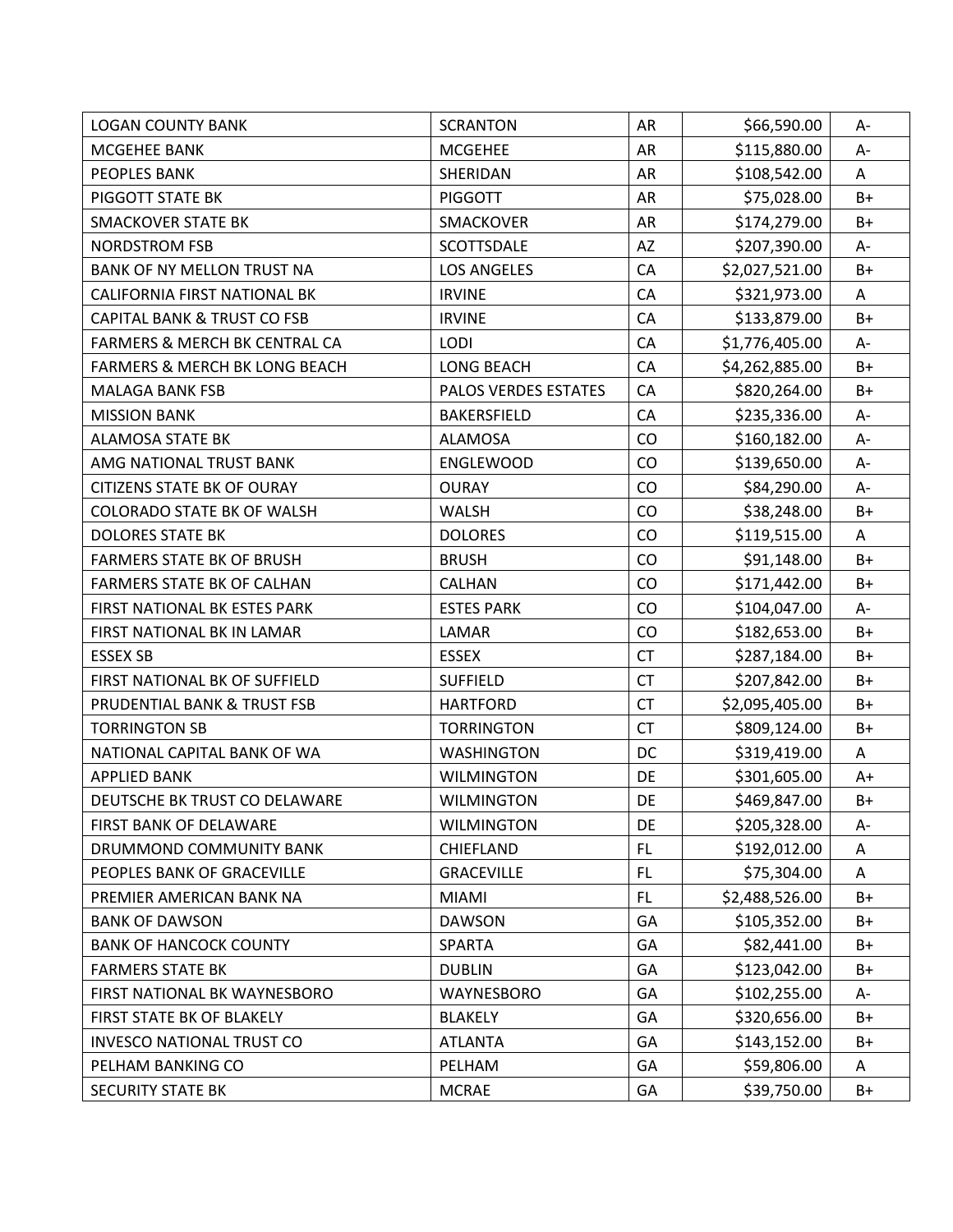| LOGAN COUNTY BANK | SCRANTON | AR | $66,590.00 | A- |
|---|---|---|---|---|
| MCGEHEE BANK | MCGEHEE | AR | $115,880.00 | A- |
| PEOPLES BANK | SHERIDAN | AR | $108,542.00 | A |
| PIGGOTT STATE BK | PIGGOTT | AR | $75,028.00 | B+ |
| SMACKOVER STATE BK | SMACKOVER | AR | $174,279.00 | B+ |
| NORDSTROM FSB | SCOTTSDALE | AZ | $207,390.00 | A- |
| BANK OF NY MELLON TRUST NA | LOS ANGELES | CA | $2,027,521.00 | B+ |
| CALIFORNIA FIRST NATIONAL BK | IRVINE | CA | $321,973.00 | A |
| CAPITAL BANK & TRUST CO FSB | IRVINE | CA | $133,879.00 | B+ |
| FARMERS & MERCH BK CENTRAL CA | LODI | CA | $1,776,405.00 | A- |
| FARMERS & MERCH BK LONG BEACH | LONG BEACH | CA | $4,262,885.00 | B+ |
| MALAGA BANK FSB | PALOS VERDES ESTATES | CA | $820,264.00 | B+ |
| MISSION BANK | BAKERSFIELD | CA | $235,336.00 | A- |
| ALAMOSA STATE BK | ALAMOSA | CO | $160,182.00 | A- |
| AMG NATIONAL TRUST BANK | ENGLEWOOD | CO | $139,650.00 | A- |
| CITIZENS STATE BK OF OURAY | OURAY | CO | $84,290.00 | A- |
| COLORADO STATE BK OF WALSH | WALSH | CO | $38,248.00 | B+ |
| DOLORES STATE BK | DOLORES | CO | $119,515.00 | A |
| FARMERS STATE BK OF BRUSH | BRUSH | CO | $91,148.00 | B+ |
| FARMERS STATE BK OF CALHAN | CALHAN | CO | $171,442.00 | B+ |
| FIRST NATIONAL BK ESTES PARK | ESTES PARK | CO | $104,047.00 | A- |
| FIRST NATIONAL BK IN LAMAR | LAMAR | CO | $182,653.00 | B+ |
| ESSEX SB | ESSEX | CT | $287,184.00 | B+ |
| FIRST NATIONAL BK OF SUFFIELD | SUFFIELD | CT | $207,842.00 | B+ |
| PRUDENTIAL BANK & TRUST FSB | HARTFORD | CT | $2,095,405.00 | B+ |
| TORRINGTON SB | TORRINGTON | CT | $809,124.00 | B+ |
| NATIONAL CAPITAL BANK OF WA | WASHINGTON | DC | $319,419.00 | A |
| APPLIED BANK | WILMINGTON | DE | $301,605.00 | A+ |
| DEUTSCHE BK TRUST CO DELAWARE | WILMINGTON | DE | $469,847.00 | B+ |
| FIRST BANK OF DELAWARE | WILMINGTON | DE | $205,328.00 | A- |
| DRUMMOND COMMUNITY BANK | CHIEFLAND | FL | $192,012.00 | A |
| PEOPLES BANK OF GRACEVILLE | GRACEVILLE | FL | $75,304.00 | A |
| PREMIER AMERICAN BANK NA | MIAMI | FL | $2,488,526.00 | B+ |
| BANK OF DAWSON | DAWSON | GA | $105,352.00 | B+ |
| BANK OF HANCOCK COUNTY | SPARTA | GA | $82,441.00 | B+ |
| FARMERS STATE BK | DUBLIN | GA | $123,042.00 | B+ |
| FIRST NATIONAL BK WAYNESBORO | WAYNESBORO | GA | $102,255.00 | A- |
| FIRST STATE BK OF BLAKELY | BLAKELY | GA | $320,656.00 | B+ |
| INVESCO NATIONAL TRUST CO | ATLANTA | GA | $143,152.00 | B+ |
| PELHAM BANKING CO | PELHAM | GA | $59,806.00 | A |
| SECURITY STATE BK | MCRAE | GA | $39,750.00 | B+ |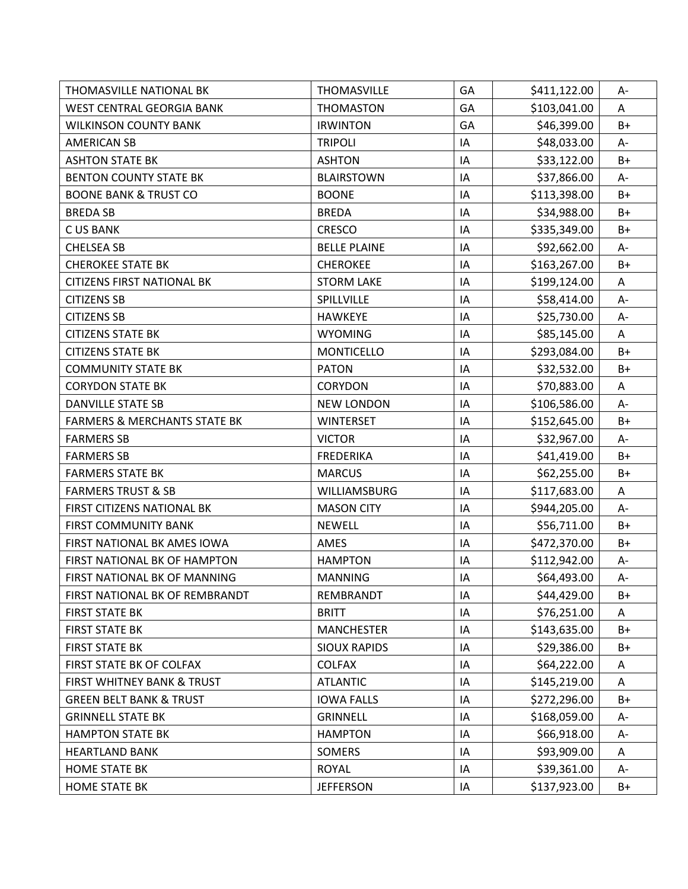| THOMASVILLE NATIONAL BK | THOMASVILLE | GA | $411,122.00 | A- |
|---|---|---|---|---|
| WEST CENTRAL GEORGIA BANK | THOMASTON | GA | $103,041.00 | A |
| WILKINSON COUNTY BANK | IRWINTON | GA | $46,399.00 | B+ |
| AMERICAN SB | TRIPOLI | IA | $48,033.00 | A- |
| ASHTON STATE BK | ASHTON | IA | $33,122.00 | B+ |
| BENTON COUNTY STATE BK | BLAIRSTOWN | IA | $37,866.00 | A- |
| BOONE BANK & TRUST CO | BOONE | IA | $113,398.00 | B+ |
| BREDA SB | BREDA | IA | $34,988.00 | B+ |
| C US BANK | CRESCO | IA | $335,349.00 | B+ |
| CHELSEA SB | BELLE PLAINE | IA | $92,662.00 | A- |
| CHEROKEE STATE BK | CHEROKEE | IA | $163,267.00 | B+ |
| CITIZENS FIRST NATIONAL BK | STORM LAKE | IA | $199,124.00 | A |
| CITIZENS SB | SPILLVILLE | IA | $58,414.00 | A- |
| CITIZENS SB | HAWKEYE | IA | $25,730.00 | A- |
| CITIZENS STATE BK | WYOMING | IA | $85,145.00 | A |
| CITIZENS STATE BK | MONTICELLO | IA | $293,084.00 | B+ |
| COMMUNITY STATE BK | PATON | IA | $32,532.00 | B+ |
| CORYDON STATE BK | CORYDON | IA | $70,883.00 | A |
| DANVILLE STATE SB | NEW LONDON | IA | $106,586.00 | A- |
| FARMERS & MERCHANTS STATE BK | WINTERSET | IA | $152,645.00 | B+ |
| FARMERS SB | VICTOR | IA | $32,967.00 | A- |
| FARMERS SB | FREDERIKA | IA | $41,419.00 | B+ |
| FARMERS STATE BK | MARCUS | IA | $62,255.00 | B+ |
| FARMERS TRUST & SB | WILLIAMSBURG | IA | $117,683.00 | A |
| FIRST CITIZENS NATIONAL BK | MASON CITY | IA | $944,205.00 | A- |
| FIRST COMMUNITY BANK | NEWELL | IA | $56,711.00 | B+ |
| FIRST NATIONAL BK AMES IOWA | AMES | IA | $472,370.00 | B+ |
| FIRST NATIONAL BK OF HAMPTON | HAMPTON | IA | $112,942.00 | A- |
| FIRST NATIONAL BK OF MANNING | MANNING | IA | $64,493.00 | A- |
| FIRST NATIONAL BK OF REMBRANDT | REMBRANDT | IA | $44,429.00 | B+ |
| FIRST STATE BK | BRITT | IA | $76,251.00 | A |
| FIRST STATE BK | MANCHESTER | IA | $143,635.00 | B+ |
| FIRST STATE BK | SIOUX RAPIDS | IA | $29,386.00 | B+ |
| FIRST STATE BK OF COLFAX | COLFAX | IA | $64,222.00 | A |
| FIRST WHITNEY BANK & TRUST | ATLANTIC | IA | $145,219.00 | A |
| GREEN BELT BANK & TRUST | IOWA FALLS | IA | $272,296.00 | B+ |
| GRINNELL STATE BK | GRINNELL | IA | $168,059.00 | A- |
| HAMPTON STATE BK | HAMPTON | IA | $66,918.00 | A- |
| HEARTLAND BANK | SOMERS | IA | $93,909.00 | A |
| HOME STATE BK | ROYAL | IA | $39,361.00 | A- |
| HOME STATE BK | JEFFERSON | IA | $137,923.00 | B+ |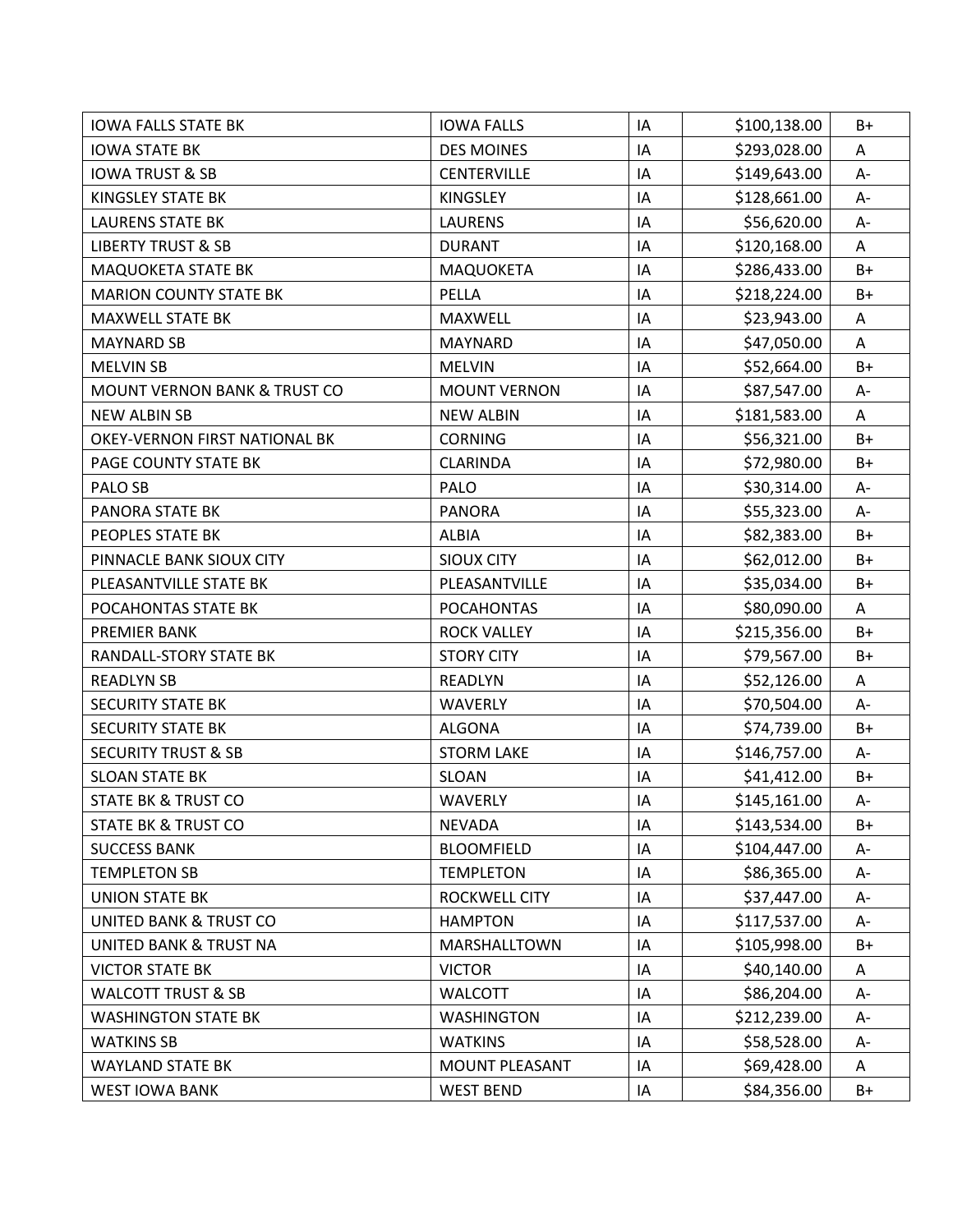| | | | | |
|---|---|---|---|---|
| IOWA FALLS STATE BK | IOWA FALLS | IA | $100,138.00 | B+ |
| IOWA STATE BK | DES MOINES | IA | $293,028.00 | A |
| IOWA TRUST & SB | CENTERVILLE | IA | $149,643.00 | A- |
| KINGSLEY STATE BK | KINGSLEY | IA | $128,661.00 | A- |
| LAURENS STATE BK | LAURENS | IA | $56,620.00 | A- |
| LIBERTY TRUST & SB | DURANT | IA | $120,168.00 | A |
| MAQUOKETA STATE BK | MAQUOKETA | IA | $286,433.00 | B+ |
| MARION COUNTY STATE BK | PELLA | IA | $218,224.00 | B+ |
| MAXWELL STATE BK | MAXWELL | IA | $23,943.00 | A |
| MAYNARD SB | MAYNARD | IA | $47,050.00 | A |
| MELVIN SB | MELVIN | IA | $52,664.00 | B+ |
| MOUNT VERNON BANK & TRUST CO | MOUNT VERNON | IA | $87,547.00 | A- |
| NEW ALBIN SB | NEW ALBIN | IA | $181,583.00 | A |
| OKEY-VERNON FIRST NATIONAL BK | CORNING | IA | $56,321.00 | B+ |
| PAGE COUNTY STATE BK | CLARINDA | IA | $72,980.00 | B+ |
| PALO SB | PALO | IA | $30,314.00 | A- |
| PANORA STATE BK | PANORA | IA | $55,323.00 | A- |
| PEOPLES STATE BK | ALBIA | IA | $82,383.00 | B+ |
| PINNACLE BANK SIOUX CITY | SIOUX CITY | IA | $62,012.00 | B+ |
| PLEASANTVILLE STATE BK | PLEASANTVILLE | IA | $35,034.00 | B+ |
| POCAHONTAS STATE BK | POCAHONTAS | IA | $80,090.00 | A |
| PREMIER BANK | ROCK VALLEY | IA | $215,356.00 | B+ |
| RANDALL-STORY STATE BK | STORY CITY | IA | $79,567.00 | B+ |
| READLYN SB | READLYN | IA | $52,126.00 | A |
| SECURITY STATE BK | WAVERLY | IA | $70,504.00 | A- |
| SECURITY STATE BK | ALGONA | IA | $74,739.00 | B+ |
| SECURITY TRUST & SB | STORM LAKE | IA | $146,757.00 | A- |
| SLOAN STATE BK | SLOAN | IA | $41,412.00 | B+ |
| STATE BK & TRUST CO | WAVERLY | IA | $145,161.00 | A- |
| STATE BK & TRUST CO | NEVADA | IA | $143,534.00 | B+ |
| SUCCESS BANK | BLOOMFIELD | IA | $104,447.00 | A- |
| TEMPLETON SB | TEMPLETON | IA | $86,365.00 | A- |
| UNION STATE BK | ROCKWELL CITY | IA | $37,447.00 | A- |
| UNITED BANK & TRUST CO | HAMPTON | IA | $117,537.00 | A- |
| UNITED BANK & TRUST NA | MARSHALLTOWN | IA | $105,998.00 | B+ |
| VICTOR STATE BK | VICTOR | IA | $40,140.00 | A |
| WALCOTT TRUST & SB | WALCOTT | IA | $86,204.00 | A- |
| WASHINGTON STATE BK | WASHINGTON | IA | $212,239.00 | A- |
| WATKINS SB | WATKINS | IA | $58,528.00 | A- |
| WAYLAND STATE BK | MOUNT PLEASANT | IA | $69,428.00 | A |
| WEST IOWA BANK | WEST BEND | IA | $84,356.00 | B+ |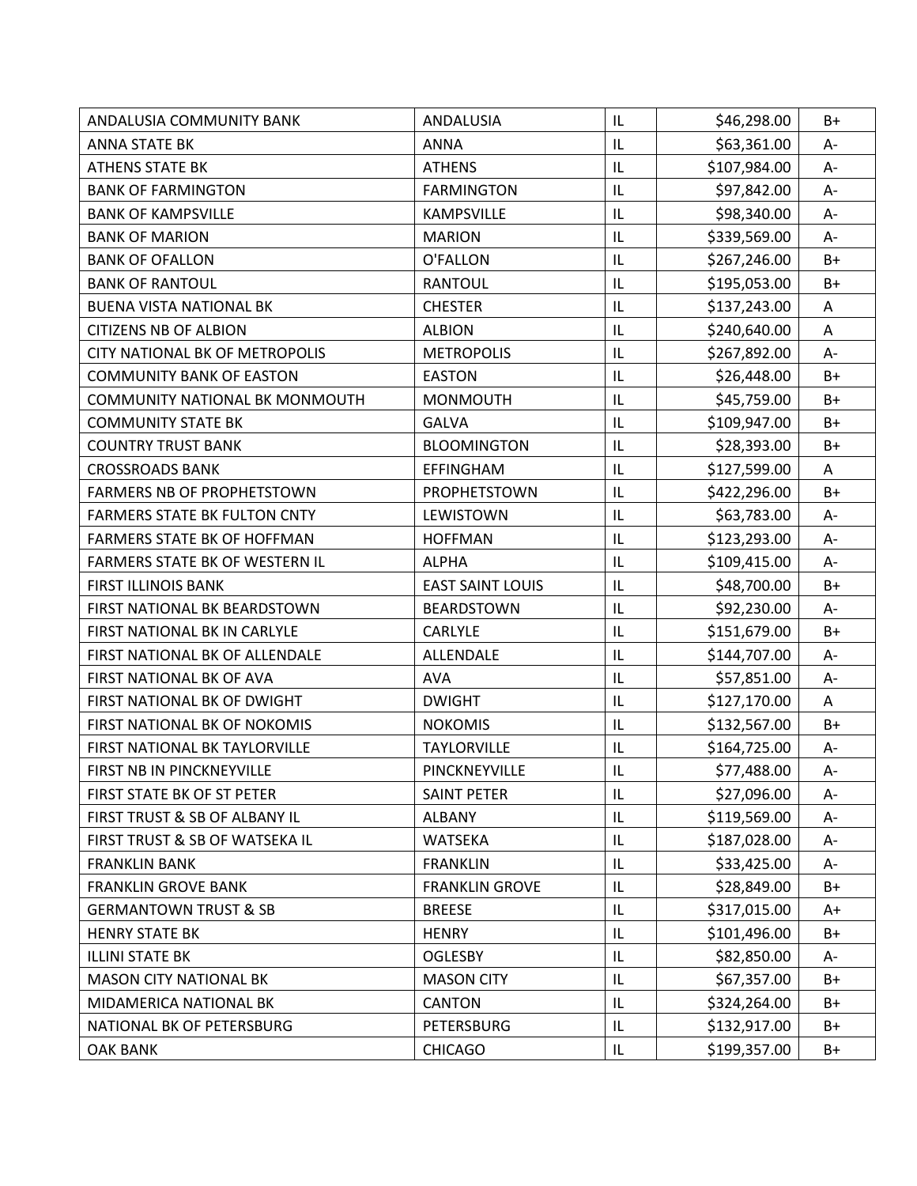| | | | | |
|---|---|---|---|---|
| ANDALUSIA COMMUNITY BANK | ANDALUSIA | IL | $46,298.00 | B+ |
| ANNA STATE BK | ANNA | IL | $63,361.00 | A- |
| ATHENS STATE BK | ATHENS | IL | $107,984.00 | A- |
| BANK OF FARMINGTON | FARMINGTON | IL | $97,842.00 | A- |
| BANK OF KAMPSVILLE | KAMPSVILLE | IL | $98,340.00 | A- |
| BANK OF MARION | MARION | IL | $339,569.00 | A- |
| BANK OF OFALLON | O'FALLON | IL | $267,246.00 | B+ |
| BANK OF RANTOUL | RANTOUL | IL | $195,053.00 | B+ |
| BUENA VISTA NATIONAL BK | CHESTER | IL | $137,243.00 | A |
| CITIZENS NB OF ALBION | ALBION | IL | $240,640.00 | A |
| CITY NATIONAL BK OF METROPOLIS | METROPOLIS | IL | $267,892.00 | A- |
| COMMUNITY BANK OF EASTON | EASTON | IL | $26,448.00 | B+ |
| COMMUNITY NATIONAL BK MONMOUTH | MONMOUTH | IL | $45,759.00 | B+ |
| COMMUNITY STATE BK | GALVA | IL | $109,947.00 | B+ |
| COUNTRY TRUST BANK | BLOOMINGTON | IL | $28,393.00 | B+ |
| CROSSROADS BANK | EFFINGHAM | IL | $127,599.00 | A |
| FARMERS NB OF PROPHETSTOWN | PROPHETSTOWN | IL | $422,296.00 | B+ |
| FARMERS STATE BK FULTON CNTY | LEWISTOWN | IL | $63,783.00 | A- |
| FARMERS STATE BK OF HOFFMAN | HOFFMAN | IL | $123,293.00 | A- |
| FARMERS STATE BK OF WESTERN IL | ALPHA | IL | $109,415.00 | A- |
| FIRST ILLINOIS BANK | EAST SAINT LOUIS | IL | $48,700.00 | B+ |
| FIRST NATIONAL BK BEARDSTOWN | BEARDSTOWN | IL | $92,230.00 | A- |
| FIRST NATIONAL BK IN CARLYLE | CARLYLE | IL | $151,679.00 | B+ |
| FIRST NATIONAL BK OF ALLENDALE | ALLENDALE | IL | $144,707.00 | A- |
| FIRST NATIONAL BK OF AVA | AVA | IL | $57,851.00 | A- |
| FIRST NATIONAL BK OF DWIGHT | DWIGHT | IL | $127,170.00 | A |
| FIRST NATIONAL BK OF NOKOMIS | NOKOMIS | IL | $132,567.00 | B+ |
| FIRST NATIONAL BK TAYLORVILLE | TAYLORVILLE | IL | $164,725.00 | A- |
| FIRST NB IN PINCKNEYVILLE | PINCKNEYVILLE | IL | $77,488.00 | A- |
| FIRST STATE BK OF ST PETER | SAINT PETER | IL | $27,096.00 | A- |
| FIRST TRUST & SB OF ALBANY IL | ALBANY | IL | $119,569.00 | A- |
| FIRST TRUST & SB OF WATSEKA IL | WATSEKA | IL | $187,028.00 | A- |
| FRANKLIN BANK | FRANKLIN | IL | $33,425.00 | A- |
| FRANKLIN GROVE BANK | FRANKLIN GROVE | IL | $28,849.00 | B+ |
| GERMANTOWN TRUST & SB | BREESE | IL | $317,015.00 | A+ |
| HENRY STATE BK | HENRY | IL | $101,496.00 | B+ |
| ILLINI STATE BK | OGLESBY | IL | $82,850.00 | A- |
| MASON CITY NATIONAL BK | MASON CITY | IL | $67,357.00 | B+ |
| MIDAMERICA NATIONAL BK | CANTON | IL | $324,264.00 | B+ |
| NATIONAL BK OF PETERSBURG | PETERSBURG | IL | $132,917.00 | B+ |
| OAK BANK | CHICAGO | IL | $199,357.00 | B+ |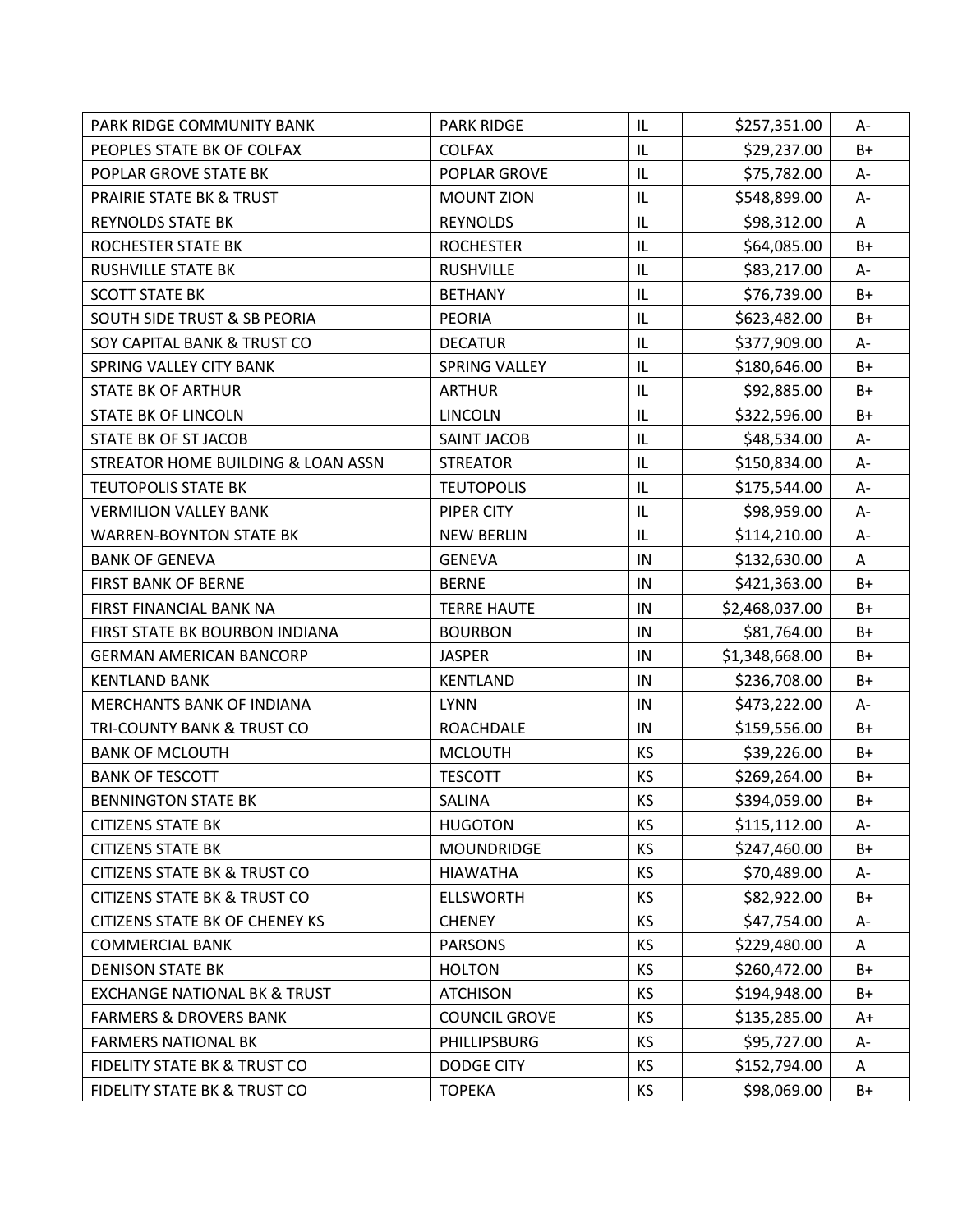| PARK RIDGE COMMUNITY BANK | PARK RIDGE | IL | $257,351.00 | A- |
|---|---|---|---|---|
| PEOPLES STATE BK OF COLFAX | COLFAX | IL | $29,237.00 | B+ |
| POPLAR GROVE STATE BK | POPLAR GROVE | IL | $75,782.00 | A- |
| PRAIRIE STATE BK & TRUST | MOUNT ZION | IL | $548,899.00 | A- |
| REYNOLDS STATE BK | REYNOLDS | IL | $98,312.00 | A |
| ROCHESTER STATE BK | ROCHESTER | IL | $64,085.00 | B+ |
| RUSHVILLE STATE BK | RUSHVILLE | IL | $83,217.00 | A- |
| SCOTT STATE BK | BETHANY | IL | $76,739.00 | B+ |
| SOUTH SIDE TRUST & SB PEORIA | PEORIA | IL | $623,482.00 | B+ |
| SOY CAPITAL BANK & TRUST CO | DECATUR | IL | $377,909.00 | A- |
| SPRING VALLEY CITY BANK | SPRING VALLEY | IL | $180,646.00 | B+ |
| STATE BK OF ARTHUR | ARTHUR | IL | $92,885.00 | B+ |
| STATE BK OF LINCOLN | LINCOLN | IL | $322,596.00 | B+ |
| STATE BK OF ST JACOB | SAINT JACOB | IL | $48,534.00 | A- |
| STREATOR HOME BUILDING & LOAN ASSN | STREATOR | IL | $150,834.00 | A- |
| TEUTOPOLIS STATE BK | TEUTOPOLIS | IL | $175,544.00 | A- |
| VERMILION VALLEY BANK | PIPER CITY | IL | $98,959.00 | A- |
| WARREN-BOYNTON STATE BK | NEW BERLIN | IL | $114,210.00 | A- |
| BANK OF GENEVA | GENEVA | IN | $132,630.00 | A |
| FIRST BANK OF BERNE | BERNE | IN | $421,363.00 | B+ |
| FIRST FINANCIAL BANK NA | TERRE HAUTE | IN | $2,468,037.00 | B+ |
| FIRST STATE BK BOURBON INDIANA | BOURBON | IN | $81,764.00 | B+ |
| GERMAN AMERICAN BANCORP | JASPER | IN | $1,348,668.00 | B+ |
| KENTLAND BANK | KENTLAND | IN | $236,708.00 | B+ |
| MERCHANTS BANK OF INDIANA | LYNN | IN | $473,222.00 | A- |
| TRI-COUNTY BANK & TRUST CO | ROACHDALE | IN | $159,556.00 | B+ |
| BANK OF MCLOUTH | MCLOUTH | KS | $39,226.00 | B+ |
| BANK OF TESCOTT | TESCOTT | KS | $269,264.00 | B+ |
| BENNINGTON STATE BK | SALINA | KS | $394,059.00 | B+ |
| CITIZENS STATE BK | HUGOTON | KS | $115,112.00 | A- |
| CITIZENS STATE BK | MOUNDRIDGE | KS | $247,460.00 | B+ |
| CITIZENS STATE BK & TRUST CO | HIAWATHA | KS | $70,489.00 | A- |
| CITIZENS STATE BK & TRUST CO | ELLSWORTH | KS | $82,922.00 | B+ |
| CITIZENS STATE BK OF CHENEY KS | CHENEY | KS | $47,754.00 | A- |
| COMMERCIAL BANK | PARSONS | KS | $229,480.00 | A |
| DENISON STATE BK | HOLTON | KS | $260,472.00 | B+ |
| EXCHANGE NATIONAL BK & TRUST | ATCHISON | KS | $194,948.00 | B+ |
| FARMERS & DROVERS BANK | COUNCIL GROVE | KS | $135,285.00 | A+ |
| FARMERS NATIONAL BK | PHILLIPSBURG | KS | $95,727.00 | A- |
| FIDELITY STATE BK & TRUST CO | DODGE CITY | KS | $152,794.00 | A |
| FIDELITY STATE BK & TRUST CO | TOPEKA | KS | $98,069.00 | B+ |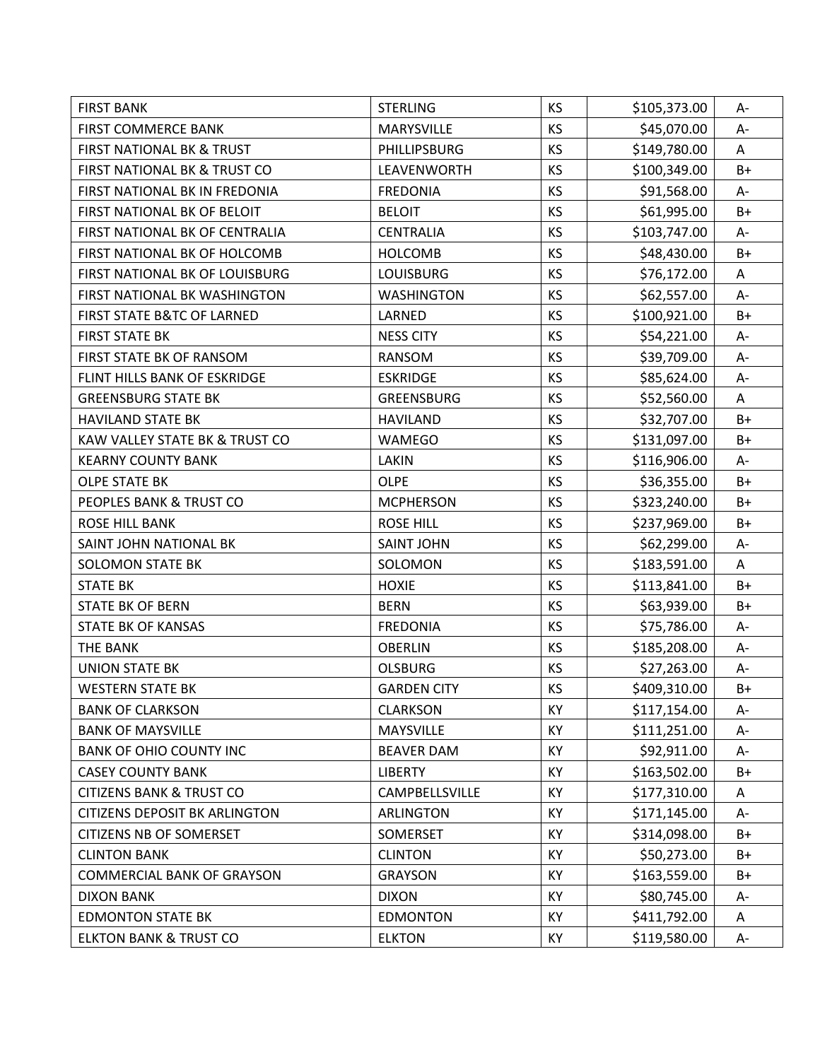| FIRST BANK | STERLING | KS | $105,373.00 | A- |
|---|---|---|---|---|
| FIRST COMMERCE BANK | MARYSVILLE | KS | $45,070.00 | A- |
| FIRST NATIONAL BK & TRUST | PHILLIPSBURG | KS | $149,780.00 | A |
| FIRST NATIONAL BK & TRUST CO | LEAVENWORTH | KS | $100,349.00 | B+ |
| FIRST NATIONAL BK IN FREDONIA | FREDONIA | KS | $91,568.00 | A- |
| FIRST NATIONAL BK OF BELOIT | BELOIT | KS | $61,995.00 | B+ |
| FIRST NATIONAL BK OF CENTRALIA | CENTRALIA | KS | $103,747.00 | A- |
| FIRST NATIONAL BK OF HOLCOMB | HOLCOMB | KS | $48,430.00 | B+ |
| FIRST NATIONAL BK OF LOUISBURG | LOUISBURG | KS | $76,172.00 | A |
| FIRST NATIONAL BK WASHINGTON | WASHINGTON | KS | $62,557.00 | A- |
| FIRST STATE B&TC OF LARNED | LARNED | KS | $100,921.00 | B+ |
| FIRST STATE BK | NESS CITY | KS | $54,221.00 | A- |
| FIRST STATE BK OF RANSOM | RANSOM | KS | $39,709.00 | A- |
| FLINT HILLS BANK OF ESKRIDGE | ESKRIDGE | KS | $85,624.00 | A- |
| GREENSBURG STATE BK | GREENSBURG | KS | $52,560.00 | A |
| HAVILAND STATE BK | HAVILAND | KS | $32,707.00 | B+ |
| KAW VALLEY STATE BK & TRUST CO | WAMEGO | KS | $131,097.00 | B+ |
| KEARNY COUNTY BANK | LAKIN | KS | $116,906.00 | A- |
| OLPE STATE BK | OLPE | KS | $36,355.00 | B+ |
| PEOPLES BANK & TRUST CO | MCPHERSON | KS | $323,240.00 | B+ |
| ROSE HILL BANK | ROSE HILL | KS | $237,969.00 | B+ |
| SAINT JOHN NATIONAL BK | SAINT JOHN | KS | $62,299.00 | A- |
| SOLOMON STATE BK | SOLOMON | KS | $183,591.00 | A |
| STATE BK | HOXIE | KS | $113,841.00 | B+ |
| STATE BK OF BERN | BERN | KS | $63,939.00 | B+ |
| STATE BK OF KANSAS | FREDONIA | KS | $75,786.00 | A- |
| THE BANK | OBERLIN | KS | $185,208.00 | A- |
| UNION STATE BK | OLSBURG | KS | $27,263.00 | A- |
| WESTERN STATE BK | GARDEN CITY | KS | $409,310.00 | B+ |
| BANK OF CLARKSON | CLARKSON | KY | $117,154.00 | A- |
| BANK OF MAYSVILLE | MAYSVILLE | KY | $111,251.00 | A- |
| BANK OF OHIO COUNTY INC | BEAVER DAM | KY | $92,911.00 | A- |
| CASEY COUNTY BANK | LIBERTY | KY | $163,502.00 | B+ |
| CITIZENS BANK & TRUST CO | CAMPBELLSVILLE | KY | $177,310.00 | A |
| CITIZENS DEPOSIT BK ARLINGTON | ARLINGTON | KY | $171,145.00 | A- |
| CITIZENS NB OF SOMERSET | SOMERSET | KY | $314,098.00 | B+ |
| CLINTON BANK | CLINTON | KY | $50,273.00 | B+ |
| COMMERCIAL BANK OF GRAYSON | GRAYSON | KY | $163,559.00 | B+ |
| DIXON BANK | DIXON | KY | $80,745.00 | A- |
| EDMONTON STATE BK | EDMONTON | KY | $411,792.00 | A |
| ELKTON BANK & TRUST CO | ELKTON | KY | $119,580.00 | A- |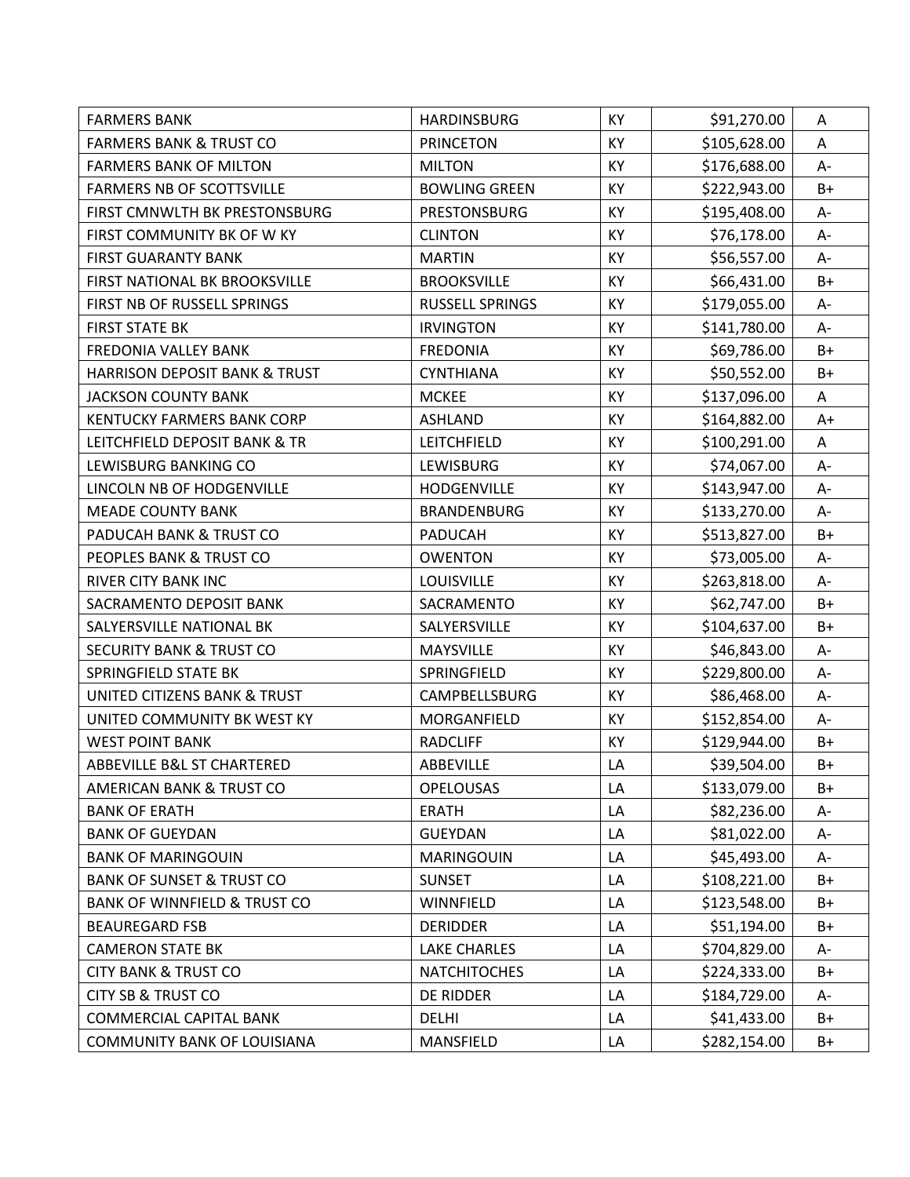| | | | | |
|---|---|---|---|---|
| FARMERS BANK | HARDINSBURG | KY | $91,270.00 | A |
| FARMERS BANK & TRUST CO | PRINCETON | KY | $105,628.00 | A |
| FARMERS BANK OF MILTON | MILTON | KY | $176,688.00 | A- |
| FARMERS NB OF SCOTTSVILLE | BOWLING GREEN | KY | $222,943.00 | B+ |
| FIRST CMNWLTH BK PRESTONSBURG | PRESTONSBURG | KY | $195,408.00 | A- |
| FIRST COMMUNITY BK OF W KY | CLINTON | KY | $76,178.00 | A- |
| FIRST GUARANTY BANK | MARTIN | KY | $56,557.00 | A- |
| FIRST NATIONAL BK BROOKSVILLE | BROOKSVILLE | KY | $66,431.00 | B+ |
| FIRST NB OF RUSSELL SPRINGS | RUSSELL SPRINGS | KY | $179,055.00 | A- |
| FIRST STATE BK | IRVINGTON | KY | $141,780.00 | A- |
| FREDONIA VALLEY BANK | FREDONIA | KY | $69,786.00 | B+ |
| HARRISON DEPOSIT BANK & TRUST | CYNTHIANA | KY | $50,552.00 | B+ |
| JACKSON COUNTY BANK | MCKEE | KY | $137,096.00 | A |
| KENTUCKY FARMERS BANK CORP | ASHLAND | KY | $164,882.00 | A+ |
| LEITCHFIELD DEPOSIT BANK & TR | LEITCHFIELD | KY | $100,291.00 | A |
| LEWISBURG BANKING CO | LEWISBURG | KY | $74,067.00 | A- |
| LINCOLN NB OF HODGENVILLE | HODGENVILLE | KY | $143,947.00 | A- |
| MEADE COUNTY BANK | BRANDENBURG | KY | $133,270.00 | A- |
| PADUCAH BANK & TRUST CO | PADUCAH | KY | $513,827.00 | B+ |
| PEOPLES BANK & TRUST CO | OWENTON | KY | $73,005.00 | A- |
| RIVER CITY BANK INC | LOUISVILLE | KY | $263,818.00 | A- |
| SACRAMENTO DEPOSIT BANK | SACRAMENTO | KY | $62,747.00 | B+ |
| SALYERSVILLE NATIONAL BK | SALYERSVILLE | KY | $104,637.00 | B+ |
| SECURITY BANK & TRUST CO | MAYSVILLE | KY | $46,843.00 | A- |
| SPRINGFIELD STATE BK | SPRINGFIELD | KY | $229,800.00 | A- |
| UNITED CITIZENS BANK & TRUST | CAMPBELLSBURG | KY | $86,468.00 | A- |
| UNITED COMMUNITY BK WEST KY | MORGANFIELD | KY | $152,854.00 | A- |
| WEST POINT BANK | RADCLIFF | KY | $129,944.00 | B+ |
| ABBEVILLE B&L ST CHARTERED | ABBEVILLE | LA | $39,504.00 | B+ |
| AMERICAN BANK & TRUST CO | OPELOUSAS | LA | $133,079.00 | B+ |
| BANK OF ERATH | ERATH | LA | $82,236.00 | A- |
| BANK OF GUEYDAN | GUEYDAN | LA | $81,022.00 | A- |
| BANK OF MARINGOUIN | MARINGOUIN | LA | $45,493.00 | A- |
| BANK OF SUNSET & TRUST CO | SUNSET | LA | $108,221.00 | B+ |
| BANK OF WINNFIELD & TRUST CO | WINNFIELD | LA | $123,548.00 | B+ |
| BEAUREGARD FSB | DERIDDER | LA | $51,194.00 | B+ |
| CAMERON STATE BK | LAKE CHARLES | LA | $704,829.00 | A- |
| CITY BANK & TRUST CO | NATCHITOCHES | LA | $224,333.00 | B+ |
| CITY SB & TRUST CO | DE RIDDER | LA | $184,729.00 | A- |
| COMMERCIAL CAPITAL BANK | DELHI | LA | $41,433.00 | B+ |
| COMMUNITY BANK OF LOUISIANA | MANSFIELD | LA | $282,154.00 | B+ |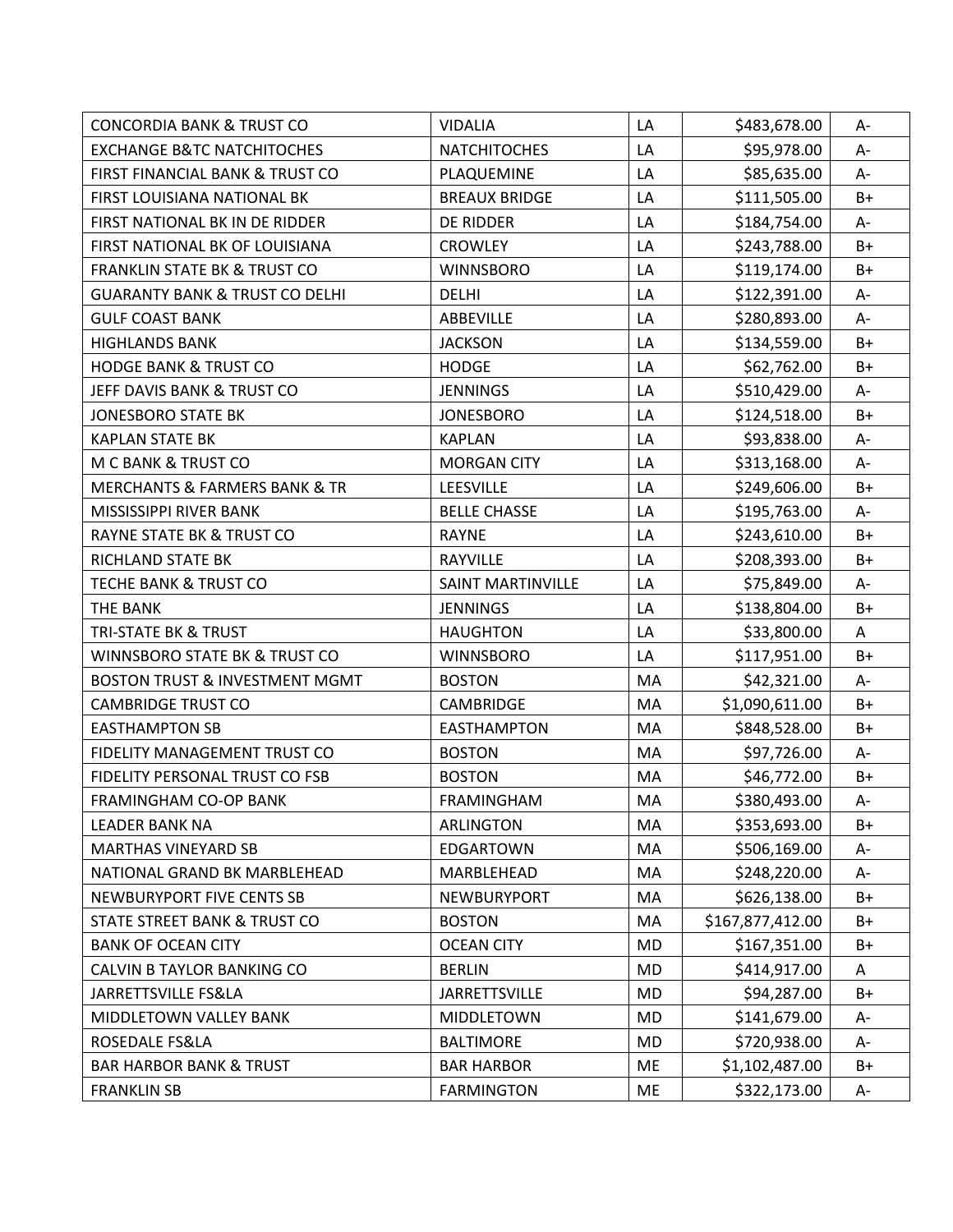| CONCORDIA BANK & TRUST CO | VIDALIA | LA | $483,678.00 | A- |
|---|---|---|---|---|
| EXCHANGE B&TC NATCHITOCHES | NATCHITOCHES | LA | $95,978.00 | A- |
| FIRST FINANCIAL BANK & TRUST CO | PLAQUEMINE | LA | $85,635.00 | A- |
| FIRST LOUISIANA NATIONAL BK | BREAUX BRIDGE | LA | $111,505.00 | B+ |
| FIRST NATIONAL BK IN DE RIDDER | DE RIDDER | LA | $184,754.00 | A- |
| FIRST NATIONAL BK OF LOUISIANA | CROWLEY | LA | $243,788.00 | B+ |
| FRANKLIN STATE BK & TRUST CO | WINNSBORO | LA | $119,174.00 | B+ |
| GUARANTY BANK & TRUST CO DELHI | DELHI | LA | $122,391.00 | A- |
| GULF COAST BANK | ABBEVILLE | LA | $280,893.00 | A- |
| HIGHLANDS BANK | JACKSON | LA | $134,559.00 | B+ |
| HODGE BANK & TRUST CO | HODGE | LA | $62,762.00 | B+ |
| JEFF DAVIS BANK & TRUST CO | JENNINGS | LA | $510,429.00 | A- |
| JONESBORO STATE BK | JONESBORO | LA | $124,518.00 | B+ |
| KAPLAN STATE BK | KAPLAN | LA | $93,838.00 | A- |
| M C BANK & TRUST CO | MORGAN CITY | LA | $313,168.00 | A- |
| MERCHANTS & FARMERS BANK & TR | LEESVILLE | LA | $249,606.00 | B+ |
| MISSISSIPPI RIVER BANK | BELLE CHASSE | LA | $195,763.00 | A- |
| RAYNE STATE BK & TRUST CO | RAYNE | LA | $243,610.00 | B+ |
| RICHLAND STATE BK | RAYVILLE | LA | $208,393.00 | B+ |
| TECHE BANK & TRUST CO | SAINT MARTINVILLE | LA | $75,849.00 | A- |
| THE BANK | JENNINGS | LA | $138,804.00 | B+ |
| TRI-STATE BK & TRUST | HAUGHTON | LA | $33,800.00 | A |
| WINNSBORO STATE BK & TRUST CO | WINNSBORO | LA | $117,951.00 | B+ |
| BOSTON TRUST & INVESTMENT MGMT | BOSTON | MA | $42,321.00 | A- |
| CAMBRIDGE TRUST CO | CAMBRIDGE | MA | $1,090,611.00 | B+ |
| EASTHAMPTON SB | EASTHAMPTON | MA | $848,528.00 | B+ |
| FIDELITY MANAGEMENT TRUST CO | BOSTON | MA | $97,726.00 | A- |
| FIDELITY PERSONAL TRUST CO FSB | BOSTON | MA | $46,772.00 | B+ |
| FRAMINGHAM CO-OP BANK | FRAMINGHAM | MA | $380,493.00 | A- |
| LEADER BANK NA | ARLINGTON | MA | $353,693.00 | B+ |
| MARTHAS VINEYARD SB | EDGARTOWN | MA | $506,169.00 | A- |
| NATIONAL GRAND BK MARBLEHEAD | MARBLEHEAD | MA | $248,220.00 | A- |
| NEWBURYPORT FIVE CENTS SB | NEWBURYPORT | MA | $626,138.00 | B+ |
| STATE STREET BANK & TRUST CO | BOSTON | MA | $167,877,412.00 | B+ |
| BANK OF OCEAN CITY | OCEAN CITY | MD | $167,351.00 | B+ |
| CALVIN B TAYLOR BANKING CO | BERLIN | MD | $414,917.00 | A |
| JARRETTSVILLE FS&LA | JARRETTSVILLE | MD | $94,287.00 | B+ |
| MIDDLETOWN VALLEY BANK | MIDDLETOWN | MD | $141,679.00 | A- |
| ROSEDALE FS&LA | BALTIMORE | MD | $720,938.00 | A- |
| BAR HARBOR BANK & TRUST | BAR HARBOR | ME | $1,102,487.00 | B+ |
| FRANKLIN SB | FARMINGTON | ME | $322,173.00 | A- |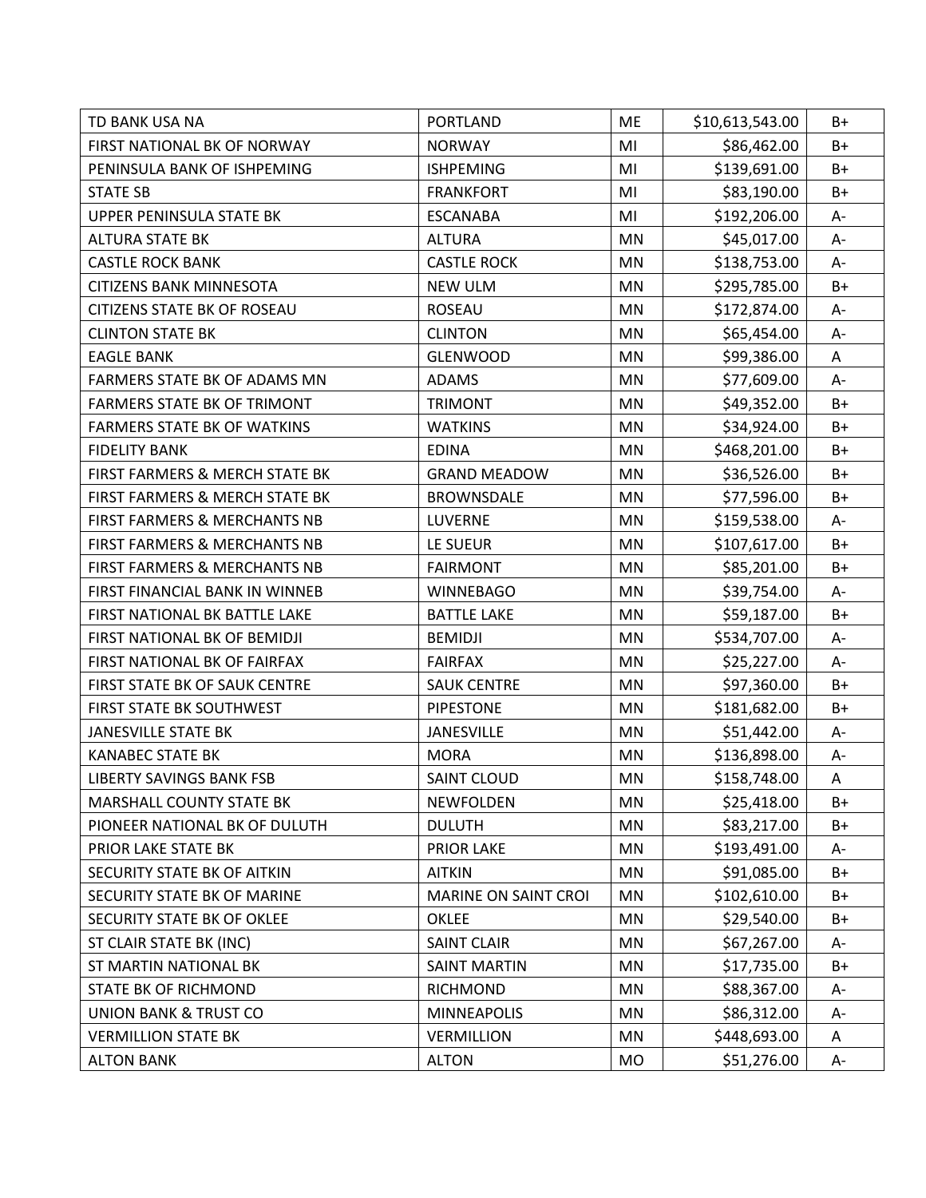| TD BANK USA NA | PORTLAND | ME | $10,613,543.00 | B+ |
|---|---|---|---|---|
| FIRST NATIONAL BK OF NORWAY | NORWAY | MI | $86,462.00 | B+ |
| PENINSULA BANK OF ISHPEMING | ISHPEMING | MI | $139,691.00 | B+ |
| STATE SB | FRANKFORT | MI | $83,190.00 | B+ |
| UPPER PENINSULA STATE BK | ESCANABA | MI | $192,206.00 | A- |
| ALTURA STATE BK | ALTURA | MN | $45,017.00 | A- |
| CASTLE ROCK BANK | CASTLE ROCK | MN | $138,753.00 | A- |
| CITIZENS BANK MINNESOTA | NEW ULM | MN | $295,785.00 | B+ |
| CITIZENS STATE BK OF ROSEAU | ROSEAU | MN | $172,874.00 | A- |
| CLINTON STATE BK | CLINTON | MN | $65,454.00 | A- |
| EAGLE BANK | GLENWOOD | MN | $99,386.00 | A |
| FARMERS STATE BK OF ADAMS MN | ADAMS | MN | $77,609.00 | A- |
| FARMERS STATE BK OF TRIMONT | TRIMONT | MN | $49,352.00 | B+ |
| FARMERS STATE BK OF WATKINS | WATKINS | MN | $34,924.00 | B+ |
| FIDELITY BANK | EDINA | MN | $468,201.00 | B+ |
| FIRST FARMERS & MERCH STATE BK | GRAND MEADOW | MN | $36,526.00 | B+ |
| FIRST FARMERS & MERCH STATE BK | BROWNSDALE | MN | $77,596.00 | B+ |
| FIRST FARMERS & MERCHANTS NB | LUVERNE | MN | $159,538.00 | A- |
| FIRST FARMERS & MERCHANTS NB | LE SUEUR | MN | $107,617.00 | B+ |
| FIRST FARMERS & MERCHANTS NB | FAIRMONT | MN | $85,201.00 | B+ |
| FIRST FINANCIAL BANK IN WINNEB | WINNEBAGO | MN | $39,754.00 | A- |
| FIRST NATIONAL BK BATTLE LAKE | BATTLE LAKE | MN | $59,187.00 | B+ |
| FIRST NATIONAL BK OF BEMIDJI | BEMIDJI | MN | $534,707.00 | A- |
| FIRST NATIONAL BK OF FAIRFAX | FAIRFAX | MN | $25,227.00 | A- |
| FIRST STATE BK OF SAUK CENTRE | SAUK CENTRE | MN | $97,360.00 | B+ |
| FIRST STATE BK SOUTHWEST | PIPESTONE | MN | $181,682.00 | B+ |
| JANESVILLE STATE BK | JANESVILLE | MN | $51,442.00 | A- |
| KANABEC STATE BK | MORA | MN | $136,898.00 | A- |
| LIBERTY SAVINGS BANK FSB | SAINT CLOUD | MN | $158,748.00 | A |
| MARSHALL COUNTY STATE BK | NEWFOLDEN | MN | $25,418.00 | B+ |
| PIONEER NATIONAL BK OF DULUTH | DULUTH | MN | $83,217.00 | B+ |
| PRIOR LAKE STATE BK | PRIOR LAKE | MN | $193,491.00 | A- |
| SECURITY STATE BK OF AITKIN | AITKIN | MN | $91,085.00 | B+ |
| SECURITY STATE BK OF MARINE | MARINE ON SAINT CROI | MN | $102,610.00 | B+ |
| SECURITY STATE BK OF OKLEE | OKLEE | MN | $29,540.00 | B+ |
| ST CLAIR STATE BK (INC) | SAINT CLAIR | MN | $67,267.00 | A- |
| ST MARTIN NATIONAL BK | SAINT MARTIN | MN | $17,735.00 | B+ |
| STATE BK OF RICHMOND | RICHMOND | MN | $88,367.00 | A- |
| UNION BANK & TRUST CO | MINNEAPOLIS | MN | $86,312.00 | A- |
| VERMILLION STATE BK | VERMILLION | MN | $448,693.00 | A |
| ALTON BANK | ALTON | MO | $51,276.00 | A- |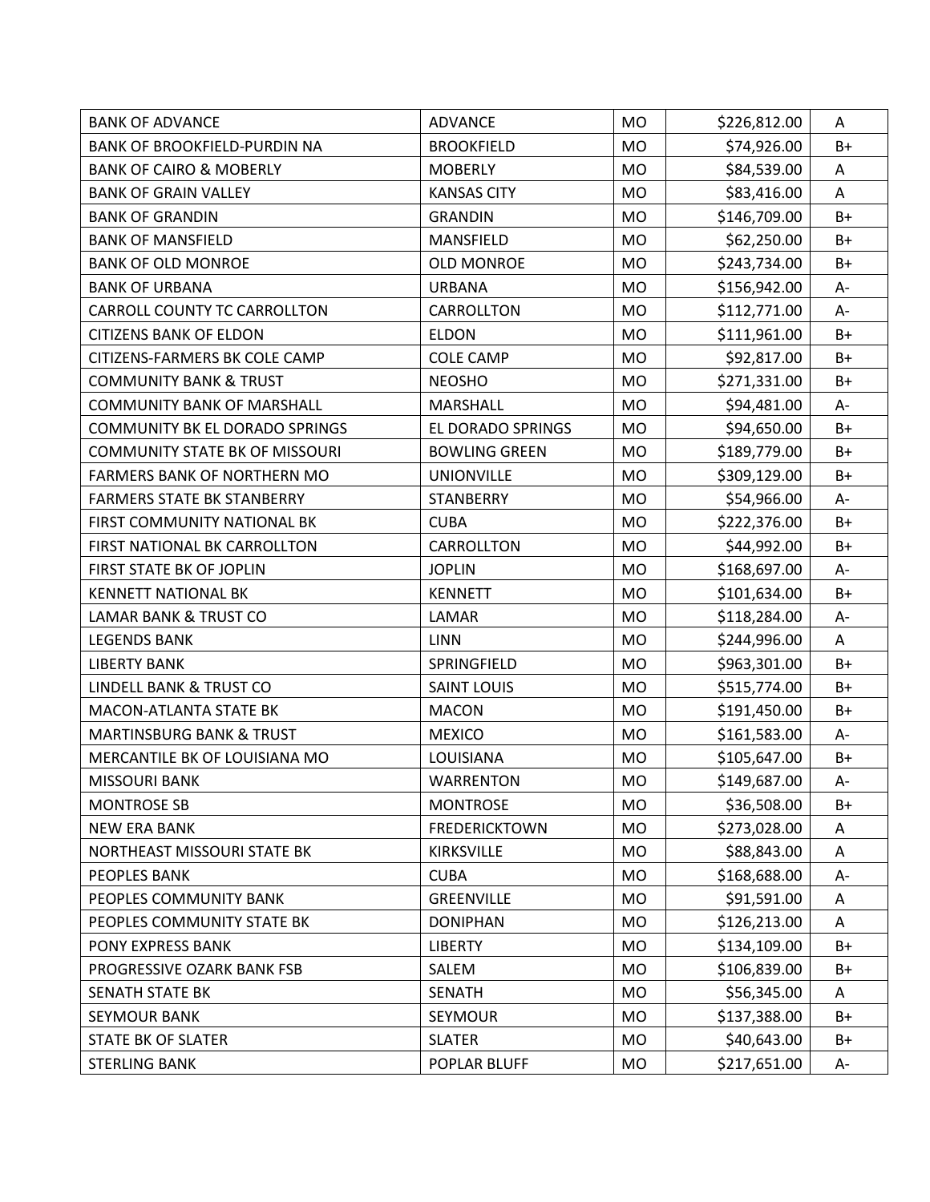| BANK OF ADVANCE | ADVANCE | MO | $226,812.00 | A |
|---|---|---|---|---|
| BANK OF BROOKFIELD-PURDIN NA | BROOKFIELD | MO | $74,926.00 | B+ |
| BANK OF CAIRO & MOBERLY | MOBERLY | MO | $84,539.00 | A |
| BANK OF GRAIN VALLEY | KANSAS CITY | MO | $83,416.00 | A |
| BANK OF GRANDIN | GRANDIN | MO | $146,709.00 | B+ |
| BANK OF MANSFIELD | MANSFIELD | MO | $62,250.00 | B+ |
| BANK OF OLD MONROE | OLD MONROE | MO | $243,734.00 | B+ |
| BANK OF URBANA | URBANA | MO | $156,942.00 | A- |
| CARROLL COUNTY TC CARROLLTON | CARROLLTON | MO | $112,771.00 | A- |
| CITIZENS BANK OF ELDON | ELDON | MO | $111,961.00 | B+ |
| CITIZENS-FARMERS BK COLE CAMP | COLE CAMP | MO | $92,817.00 | B+ |
| COMMUNITY BANK & TRUST | NEOSHO | MO | $271,331.00 | B+ |
| COMMUNITY BANK OF MARSHALL | MARSHALL | MO | $94,481.00 | A- |
| COMMUNITY BK EL DORADO SPRINGS | EL DORADO SPRINGS | MO | $94,650.00 | B+ |
| COMMUNITY STATE BK OF MISSOURI | BOWLING GREEN | MO | $189,779.00 | B+ |
| FARMERS BANK OF NORTHERN MO | UNIONVILLE | MO | $309,129.00 | B+ |
| FARMERS STATE BK STANBERRY | STANBERRY | MO | $54,966.00 | A- |
| FIRST COMMUNITY NATIONAL BK | CUBA | MO | $222,376.00 | B+ |
| FIRST NATIONAL BK CARROLLTON | CARROLLTON | MO | $44,992.00 | B+ |
| FIRST STATE BK OF JOPLIN | JOPLIN | MO | $168,697.00 | A- |
| KENNETT NATIONAL BK | KENNETT | MO | $101,634.00 | B+ |
| LAMAR BANK & TRUST CO | LAMAR | MO | $118,284.00 | A- |
| LEGENDS BANK | LINN | MO | $244,996.00 | A |
| LIBERTY BANK | SPRINGFIELD | MO | $963,301.00 | B+ |
| LINDELL BANK & TRUST CO | SAINT LOUIS | MO | $515,774.00 | B+ |
| MACON-ATLANTA STATE BK | MACON | MO | $191,450.00 | B+ |
| MARTINSBURG BANK & TRUST | MEXICO | MO | $161,583.00 | A- |
| MERCANTILE BK OF LOUISIANA MO | LOUISIANA | MO | $105,647.00 | B+ |
| MISSOURI BANK | WARRENTON | MO | $149,687.00 | A- |
| MONTROSE SB | MONTROSE | MO | $36,508.00 | B+ |
| NEW ERA BANK | FREDERICKTOWN | MO | $273,028.00 | A |
| NORTHEAST MISSOURI STATE BK | KIRKSVILLE | MO | $88,843.00 | A |
| PEOPLES BANK | CUBA | MO | $168,688.00 | A- |
| PEOPLES COMMUNITY BANK | GREENVILLE | MO | $91,591.00 | A |
| PEOPLES COMMUNITY STATE BK | DONIPHAN | MO | $126,213.00 | A |
| PONY EXPRESS BANK | LIBERTY | MO | $134,109.00 | B+ |
| PROGRESSIVE OZARK BANK FSB | SALEM | MO | $106,839.00 | B+ |
| SENATH STATE BK | SENATH | MO | $56,345.00 | A |
| SEYMOUR BANK | SEYMOUR | MO | $137,388.00 | B+ |
| STATE BK OF SLATER | SLATER | MO | $40,643.00 | B+ |
| STERLING BANK | POPLAR BLUFF | MO | $217,651.00 | A- |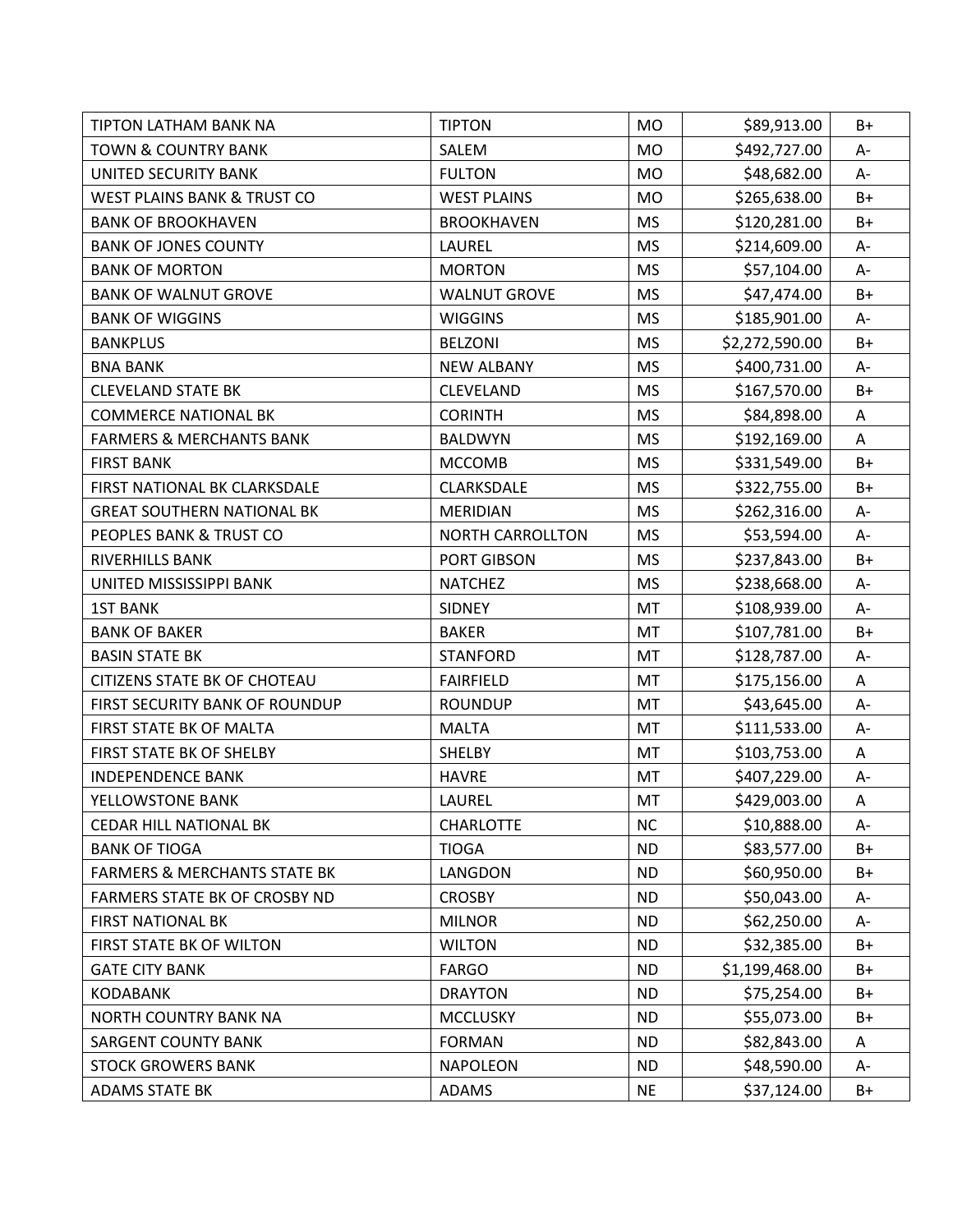| TIPTON LATHAM BANK NA | TIPTON | MO | $89,913.00 | B+ |
|---|---|---|---|---|
| TOWN & COUNTRY BANK | SALEM | MO | $492,727.00 | A- |
| UNITED SECURITY BANK | FULTON | MO | $48,682.00 | A- |
| WEST PLAINS BANK & TRUST CO | WEST PLAINS | MO | $265,638.00 | B+ |
| BANK OF BROOKHAVEN | BROOKHAVEN | MS | $120,281.00 | B+ |
| BANK OF JONES COUNTY | LAUREL | MS | $214,609.00 | A- |
| BANK OF MORTON | MORTON | MS | $57,104.00 | A- |
| BANK OF WALNUT GROVE | WALNUT GROVE | MS | $47,474.00 | B+ |
| BANK OF WIGGINS | WIGGINS | MS | $185,901.00 | A- |
| BANKPLUS | BELZONI | MS | $2,272,590.00 | B+ |
| BNA BANK | NEW ALBANY | MS | $400,731.00 | A- |
| CLEVELAND STATE BK | CLEVELAND | MS | $167,570.00 | B+ |
| COMMERCE NATIONAL BK | CORINTH | MS | $84,898.00 | A |
| FARMERS & MERCHANTS BANK | BALDWYN | MS | $192,169.00 | A |
| FIRST BANK | MCCOMB | MS | $331,549.00 | B+ |
| FIRST NATIONAL BK CLARKSDALE | CLARKSDALE | MS | $322,755.00 | B+ |
| GREAT SOUTHERN NATIONAL BK | MERIDIAN | MS | $262,316.00 | A- |
| PEOPLES BANK & TRUST CO | NORTH CARROLLTON | MS | $53,594.00 | A- |
| RIVERHILLS BANK | PORT GIBSON | MS | $237,843.00 | B+ |
| UNITED MISSISSIPPI BANK | NATCHEZ | MS | $238,668.00 | A- |
| 1ST BANK | SIDNEY | MT | $108,939.00 | A- |
| BANK OF BAKER | BAKER | MT | $107,781.00 | B+ |
| BASIN STATE BK | STANFORD | MT | $128,787.00 | A- |
| CITIZENS STATE BK OF CHOTEAU | FAIRFIELD | MT | $175,156.00 | A |
| FIRST SECURITY BANK OF ROUNDUP | ROUNDUP | MT | $43,645.00 | A- |
| FIRST STATE BK OF MALTA | MALTA | MT | $111,533.00 | A- |
| FIRST STATE BK OF SHELBY | SHELBY | MT | $103,753.00 | A |
| INDEPENDENCE BANK | HAVRE | MT | $407,229.00 | A- |
| YELLOWSTONE BANK | LAUREL | MT | $429,003.00 | A |
| CEDAR HILL NATIONAL BK | CHARLOTTE | NC | $10,888.00 | A- |
| BANK OF TIOGA | TIOGA | ND | $83,577.00 | B+ |
| FARMERS & MERCHANTS STATE BK | LANGDON | ND | $60,950.00 | B+ |
| FARMERS STATE BK OF CROSBY ND | CROSBY | ND | $50,043.00 | A- |
| FIRST NATIONAL BK | MILNOR | ND | $62,250.00 | A- |
| FIRST STATE BK OF WILTON | WILTON | ND | $32,385.00 | B+ |
| GATE CITY BANK | FARGO | ND | $1,199,468.00 | B+ |
| KODABANK | DRAYTON | ND | $75,254.00 | B+ |
| NORTH COUNTRY BANK NA | MCCLUSKY | ND | $55,073.00 | B+ |
| SARGENT COUNTY BANK | FORMAN | ND | $82,843.00 | A |
| STOCK GROWERS BANK | NAPOLEON | ND | $48,590.00 | A- |
| ADAMS STATE BK | ADAMS | NE | $37,124.00 | B+ |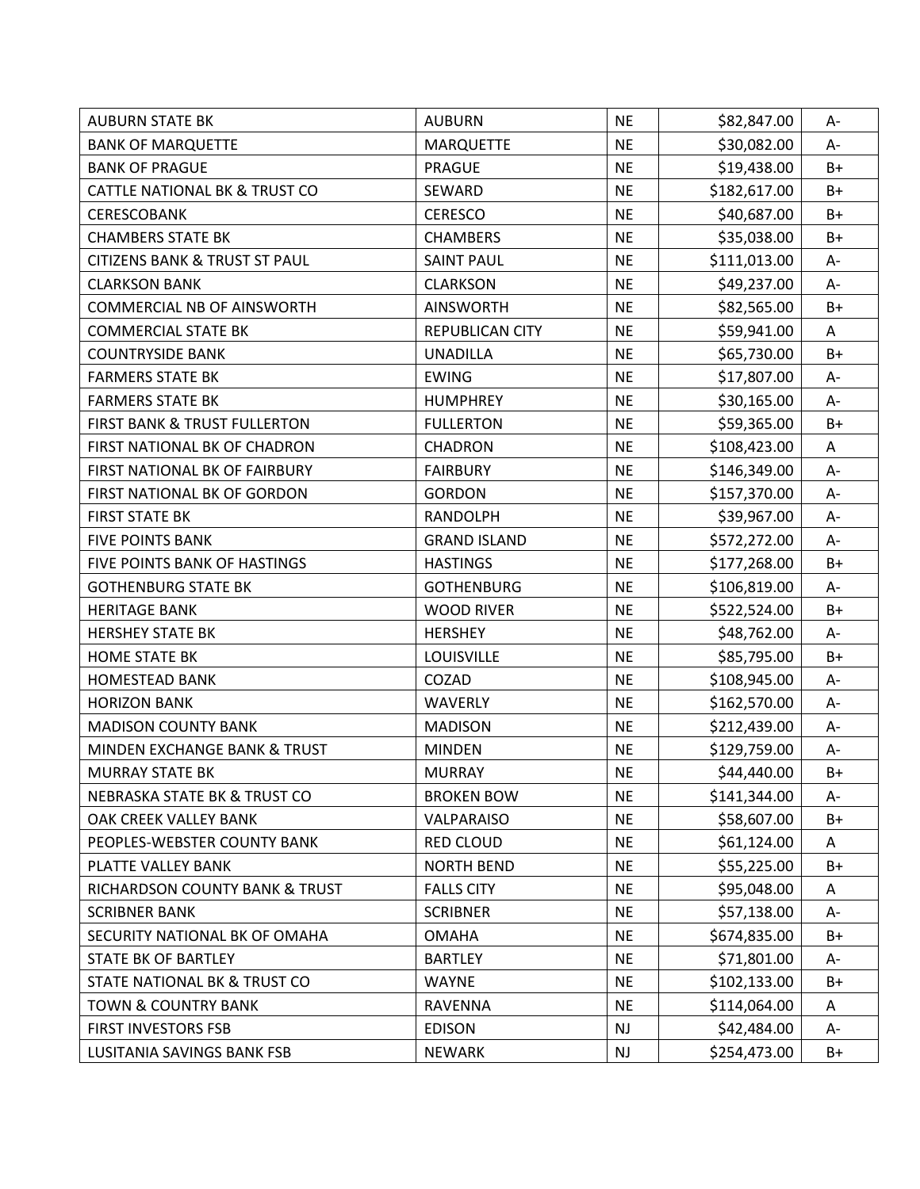| | | | | |
|---|---|---|---|---|
| AUBURN STATE BK | AUBURN | NE | $82,847.00 | A- |
| BANK OF MARQUETTE | MARQUETTE | NE | $30,082.00 | A- |
| BANK OF PRAGUE | PRAGUE | NE | $19,438.00 | B+ |
| CATTLE NATIONAL BK & TRUST CO | SEWARD | NE | $182,617.00 | B+ |
| CERESCOBANK | CERESCO | NE | $40,687.00 | B+ |
| CHAMBERS STATE BK | CHAMBERS | NE | $35,038.00 | B+ |
| CITIZENS BANK & TRUST ST PAUL | SAINT PAUL | NE | $111,013.00 | A- |
| CLARKSON BANK | CLARKSON | NE | $49,237.00 | A- |
| COMMERCIAL NB OF AINSWORTH | AINSWORTH | NE | $82,565.00 | B+ |
| COMMERCIAL STATE BK | REPUBLICAN CITY | NE | $59,941.00 | A |
| COUNTRYSIDE BANK | UNADILLA | NE | $65,730.00 | B+ |
| FARMERS STATE BK | EWING | NE | $17,807.00 | A- |
| FARMERS STATE BK | HUMPHREY | NE | $30,165.00 | A- |
| FIRST BANK & TRUST FULLERTON | FULLERTON | NE | $59,365.00 | B+ |
| FIRST NATIONAL BK OF CHADRON | CHADRON | NE | $108,423.00 | A |
| FIRST NATIONAL BK OF FAIRBURY | FAIRBURY | NE | $146,349.00 | A- |
| FIRST NATIONAL BK OF GORDON | GORDON | NE | $157,370.00 | A- |
| FIRST STATE BK | RANDOLPH | NE | $39,967.00 | A- |
| FIVE POINTS BANK | GRAND ISLAND | NE | $572,272.00 | A- |
| FIVE POINTS BANK OF HASTINGS | HASTINGS | NE | $177,268.00 | B+ |
| GOTHENBURG STATE BK | GOTHENBURG | NE | $106,819.00 | A- |
| HERITAGE BANK | WOOD RIVER | NE | $522,524.00 | B+ |
| HERSHEY STATE BK | HERSHEY | NE | $48,762.00 | A- |
| HOME STATE BK | LOUISVILLE | NE | $85,795.00 | B+ |
| HOMESTEAD BANK | COZAD | NE | $108,945.00 | A- |
| HORIZON BANK | WAVERLY | NE | $162,570.00 | A- |
| MADISON COUNTY BANK | MADISON | NE | $212,439.00 | A- |
| MINDEN EXCHANGE BANK & TRUST | MINDEN | NE | $129,759.00 | A- |
| MURRAY STATE BK | MURRAY | NE | $44,440.00 | B+ |
| NEBRASKA STATE BK & TRUST CO | BROKEN BOW | NE | $141,344.00 | A- |
| OAK CREEK VALLEY BANK | VALPARAISO | NE | $58,607.00 | B+ |
| PEOPLES-WEBSTER COUNTY BANK | RED CLOUD | NE | $61,124.00 | A |
| PLATTE VALLEY BANK | NORTH BEND | NE | $55,225.00 | B+ |
| RICHARDSON COUNTY BANK & TRUST | FALLS CITY | NE | $95,048.00 | A |
| SCRIBNER BANK | SCRIBNER | NE | $57,138.00 | A- |
| SECURITY NATIONAL BK OF OMAHA | OMAHA | NE | $674,835.00 | B+ |
| STATE BK OF BARTLEY | BARTLEY | NE | $71,801.00 | A- |
| STATE NATIONAL BK & TRUST CO | WAYNE | NE | $102,133.00 | B+ |
| TOWN & COUNTRY BANK | RAVENNA | NE | $114,064.00 | A |
| FIRST INVESTORS FSB | EDISON | NJ | $42,484.00 | A- |
| LUSITANIA SAVINGS BANK FSB | NEWARK | NJ | $254,473.00 | B+ |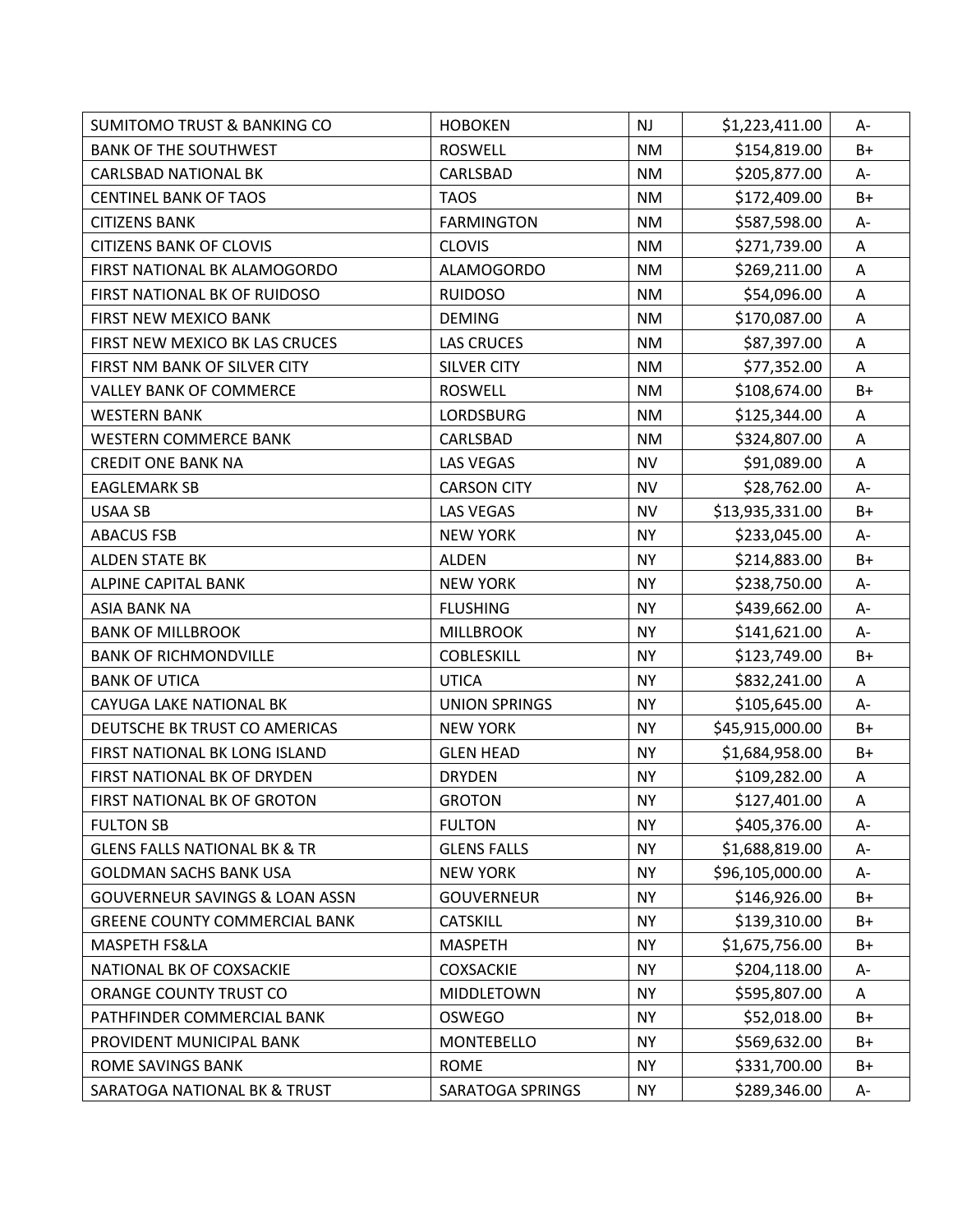| | | | | |
|---|---|---|---|---|
| SUMITOMO TRUST & BANKING CO | HOBOKEN | NJ | $1,223,411.00 | A- |
| BANK OF THE SOUTHWEST | ROSWELL | NM | $154,819.00 | B+ |
| CARLSBAD NATIONAL BK | CARLSBAD | NM | $205,877.00 | A- |
| CENTINEL BANK OF TAOS | TAOS | NM | $172,409.00 | B+ |
| CITIZENS BANK | FARMINGTON | NM | $587,598.00 | A- |
| CITIZENS BANK OF CLOVIS | CLOVIS | NM | $271,739.00 | A |
| FIRST NATIONAL BK ALAMOGORDO | ALAMOGORDO | NM | $269,211.00 | A |
| FIRST NATIONAL BK OF RUIDOSO | RUIDOSO | NM | $54,096.00 | A |
| FIRST NEW MEXICO BANK | DEMING | NM | $170,087.00 | A |
| FIRST NEW MEXICO BK LAS CRUCES | LAS CRUCES | NM | $87,397.00 | A |
| FIRST NM BANK OF SILVER CITY | SILVER CITY | NM | $77,352.00 | A |
| VALLEY BANK OF COMMERCE | ROSWELL | NM | $108,674.00 | B+ |
| WESTERN BANK | LORDSBURG | NM | $125,344.00 | A |
| WESTERN COMMERCE BANK | CARLSBAD | NM | $324,807.00 | A |
| CREDIT ONE BANK NA | LAS VEGAS | NV | $91,089.00 | A |
| EAGLEMARK SB | CARSON CITY | NV | $28,762.00 | A- |
| USAA SB | LAS VEGAS | NV | $13,935,331.00 | B+ |
| ABACUS FSB | NEW YORK | NY | $233,045.00 | A- |
| ALDEN STATE BK | ALDEN | NY | $214,883.00 | B+ |
| ALPINE CAPITAL BANK | NEW YORK | NY | $238,750.00 | A- |
| ASIA BANK NA | FLUSHING | NY | $439,662.00 | A- |
| BANK OF MILLBROOK | MILLBROOK | NY | $141,621.00 | A- |
| BANK OF RICHMONDVILLE | COBLESKILL | NY | $123,749.00 | B+ |
| BANK OF UTICA | UTICA | NY | $832,241.00 | A |
| CAYUGA LAKE NATIONAL BK | UNION SPRINGS | NY | $105,645.00 | A- |
| DEUTSCHE BK TRUST CO AMERICAS | NEW YORK | NY | $45,915,000.00 | B+ |
| FIRST NATIONAL BK LONG ISLAND | GLEN HEAD | NY | $1,684,958.00 | B+ |
| FIRST NATIONAL BK OF DRYDEN | DRYDEN | NY | $109,282.00 | A |
| FIRST NATIONAL BK OF GROTON | GROTON | NY | $127,401.00 | A |
| FULTON SB | FULTON | NY | $405,376.00 | A- |
| GLENS FALLS NATIONAL BK & TR | GLENS FALLS | NY | $1,688,819.00 | A- |
| GOLDMAN SACHS BANK USA | NEW YORK | NY | $96,105,000.00 | A- |
| GOUVERNEUR SAVINGS & LOAN ASSN | GOUVERNEUR | NY | $146,926.00 | B+ |
| GREENE COUNTY COMMERCIAL BANK | CATSKILL | NY | $139,310.00 | B+ |
| MASPETH FS&LA | MASPETH | NY | $1,675,756.00 | B+ |
| NATIONAL BK OF COXSACKIE | COXSACKIE | NY | $204,118.00 | A- |
| ORANGE COUNTY TRUST CO | MIDDLETOWN | NY | $595,807.00 | A |
| PATHFINDER COMMERCIAL BANK | OSWEGO | NY | $52,018.00 | B+ |
| PROVIDENT MUNICIPAL BANK | MONTEBELLO | NY | $569,632.00 | B+ |
| ROME SAVINGS BANK | ROME | NY | $331,700.00 | B+ |
| SARATOGA NATIONAL BK & TRUST | SARATOGA SPRINGS | NY | $289,346.00 | A- |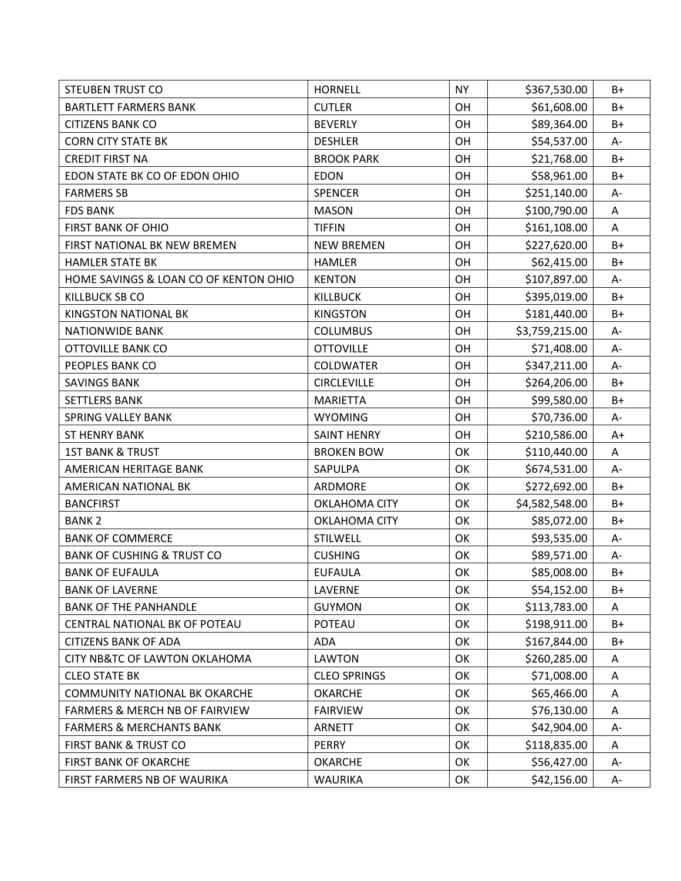| STEUBEN TRUST CO | HORNELL | NY | $367,530.00 | B+ |
|---|---|---|---|---|
| BARTLETT FARMERS BANK | CUTLER | OH | $61,608.00 | B+ |
| CITIZENS BANK CO | BEVERLY | OH | $89,364.00 | B+ |
| CORN CITY STATE BK | DESHLER | OH | $54,537.00 | A- |
| CREDIT FIRST NA | BROOK PARK | OH | $21,768.00 | B+ |
| EDON STATE BK CO OF EDON OHIO | EDON | OH | $58,961.00 | B+ |
| FARMERS SB | SPENCER | OH | $251,140.00 | A- |
| FDS BANK | MASON | OH | $100,790.00 | A |
| FIRST BANK OF OHIO | TIFFIN | OH | $161,108.00 | A |
| FIRST NATIONAL BK NEW BREMEN | NEW BREMEN | OH | $227,620.00 | B+ |
| HAMLER STATE BK | HAMLER | OH | $62,415.00 | B+ |
| HOME SAVINGS & LOAN CO OF KENTON OHIO | KENTON | OH | $107,897.00 | A- |
| KILLBUCK SB CO | KILLBUCK | OH | $395,019.00 | B+ |
| KINGSTON NATIONAL BK | KINGSTON | OH | $181,440.00 | B+ |
| NATIONWIDE BANK | COLUMBUS | OH | $3,759,215.00 | A- |
| OTTOVILLE BANK CO | OTTOVILLE | OH | $71,408.00 | A- |
| PEOPLES BANK CO | COLDWATER | OH | $347,211.00 | A- |
| SAVINGS BANK | CIRCLEVILLE | OH | $264,206.00 | B+ |
| SETTLERS BANK | MARIETTA | OH | $99,580.00 | B+ |
| SPRING VALLEY BANK | WYOMING | OH | $70,736.00 | A- |
| ST HENRY BANK | SAINT HENRY | OH | $210,586.00 | A+ |
| 1ST BANK & TRUST | BROKEN BOW | OK | $110,440.00 | A |
| AMERICAN HERITAGE BANK | SAPULPA | OK | $674,531.00 | A- |
| AMERICAN NATIONAL BK | ARDMORE | OK | $272,692.00 | B+ |
| BANCFIRST | OKLAHOMA CITY | OK | $4,582,548.00 | B+ |
| BANK 2 | OKLAHOMA CITY | OK | $85,072.00 | B+ |
| BANK OF COMMERCE | STILWELL | OK | $93,535.00 | A- |
| BANK OF CUSHING & TRUST CO | CUSHING | OK | $89,571.00 | A- |
| BANK OF EUFAULA | EUFAULA | OK | $85,008.00 | B+ |
| BANK OF LAVERNE | LAVERNE | OK | $54,152.00 | B+ |
| BANK OF THE PANHANDLE | GUYMON | OK | $113,783.00 | A |
| CENTRAL NATIONAL BK OF POTEAU | POTEAU | OK | $198,911.00 | B+ |
| CITIZENS BANK OF ADA | ADA | OK | $167,844.00 | B+ |
| CITY NB&TC OF LAWTON OKLAHOMA | LAWTON | OK | $260,285.00 | A |
| CLEO STATE BK | CLEO SPRINGS | OK | $71,008.00 | A |
| COMMUNITY NATIONAL BK OKARCHE | OKARCHE | OK | $65,466.00 | A |
| FARMERS & MERCH NB OF FAIRVIEW | FAIRVIEW | OK | $76,130.00 | A |
| FARMERS & MERCHANTS BANK | ARNETT | OK | $42,904.00 | A- |
| FIRST BANK & TRUST CO | PERRY | OK | $118,835.00 | A |
| FIRST BANK OF OKARCHE | OKARCHE | OK | $56,427.00 | A- |
| FIRST FARMERS NB OF WAURIKA | WAURIKA | OK | $42,156.00 | A- |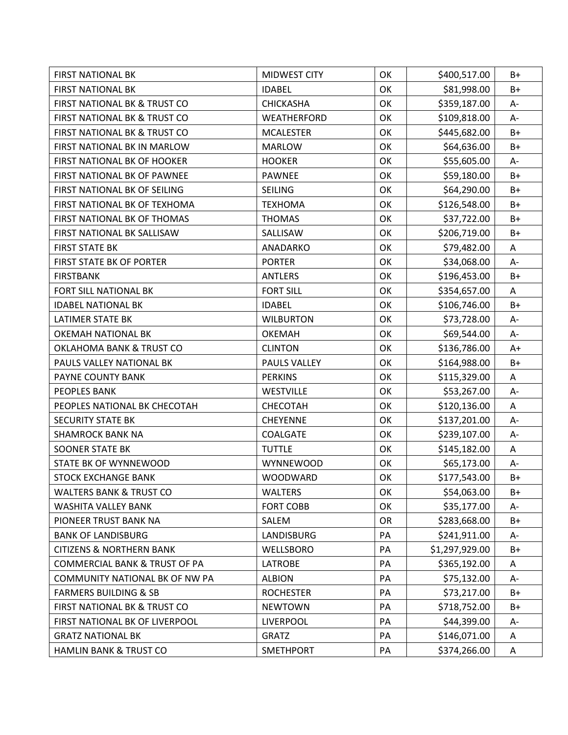| FIRST NATIONAL BK | MIDWEST CITY | OK | $400,517.00 | B+ |
|---|---|---|---|---|
| FIRST NATIONAL BK | IDABEL | OK | $81,998.00 | B+ |
| FIRST NATIONAL BK & TRUST CO | CHICKASHA | OK | $359,187.00 | A- |
| FIRST NATIONAL BK & TRUST CO | WEATHERFORD | OK | $109,818.00 | A- |
| FIRST NATIONAL BK & TRUST CO | MCALESTER | OK | $445,682.00 | B+ |
| FIRST NATIONAL BK IN MARLOW | MARLOW | OK | $64,636.00 | B+ |
| FIRST NATIONAL BK OF HOOKER | HOOKER | OK | $55,605.00 | A- |
| FIRST NATIONAL BK OF PAWNEE | PAWNEE | OK | $59,180.00 | B+ |
| FIRST NATIONAL BK OF SEILING | SEILING | OK | $64,290.00 | B+ |
| FIRST NATIONAL BK OF TEXHOMA | TEXHOMA | OK | $126,548.00 | B+ |
| FIRST NATIONAL BK OF THOMAS | THOMAS | OK | $37,722.00 | B+ |
| FIRST NATIONAL BK SALLISAW | SALLISAW | OK | $206,719.00 | B+ |
| FIRST STATE BK | ANADARKO | OK | $79,482.00 | A |
| FIRST STATE BK OF PORTER | PORTER | OK | $34,068.00 | A- |
| FIRSTBANK | ANTLERS | OK | $196,453.00 | B+ |
| FORT SILL NATIONAL BK | FORT SILL | OK | $354,657.00 | A |
| IDABEL NATIONAL BK | IDABEL | OK | $106,746.00 | B+ |
| LATIMER STATE BK | WILBURTON | OK | $73,728.00 | A- |
| OKEMAH NATIONAL BK | OKEMAH | OK | $69,544.00 | A- |
| OKLAHOMA BANK & TRUST CO | CLINTON | OK | $136,786.00 | A+ |
| PAULS VALLEY NATIONAL BK | PAULS VALLEY | OK | $164,988.00 | B+ |
| PAYNE COUNTY BANK | PERKINS | OK | $115,329.00 | A |
| PEOPLES BANK | WESTVILLE | OK | $53,267.00 | A- |
| PEOPLES NATIONAL BK CHECOTAH | CHECOTAH | OK | $120,136.00 | A |
| SECURITY STATE BK | CHEYENNE | OK | $137,201.00 | A- |
| SHAMROCK BANK NA | COALGATE | OK | $239,107.00 | A- |
| SOONER STATE BK | TUTTLE | OK | $145,182.00 | A |
| STATE BK OF WYNNEWOOD | WYNNEWOOD | OK | $65,173.00 | A- |
| STOCK EXCHANGE BANK | WOODWARD | OK | $177,543.00 | B+ |
| WALTERS BANK & TRUST CO | WALTERS | OK | $54,063.00 | B+ |
| WASHITA VALLEY BANK | FORT COBB | OK | $35,177.00 | A- |
| PIONEER TRUST BANK NA | SALEM | OR | $283,668.00 | B+ |
| BANK OF LANDISBURG | LANDISBURG | PA | $241,911.00 | A- |
| CITIZENS & NORTHERN BANK | WELLSBORO | PA | $1,297,929.00 | B+ |
| COMMERCIAL BANK & TRUST OF PA | LATROBE | PA | $365,192.00 | A |
| COMMUNITY NATIONAL BK OF NW PA | ALBION | PA | $75,132.00 | A- |
| FARMERS BUILDING & SB | ROCHESTER | PA | $73,217.00 | B+ |
| FIRST NATIONAL BK & TRUST CO | NEWTOWN | PA | $718,752.00 | B+ |
| FIRST NATIONAL BK OF LIVERPOOL | LIVERPOOL | PA | $44,399.00 | A- |
| GRATZ NATIONAL BK | GRATZ | PA | $146,071.00 | A |
| HAMLIN BANK & TRUST CO | SMETHPORT | PA | $374,266.00 | A |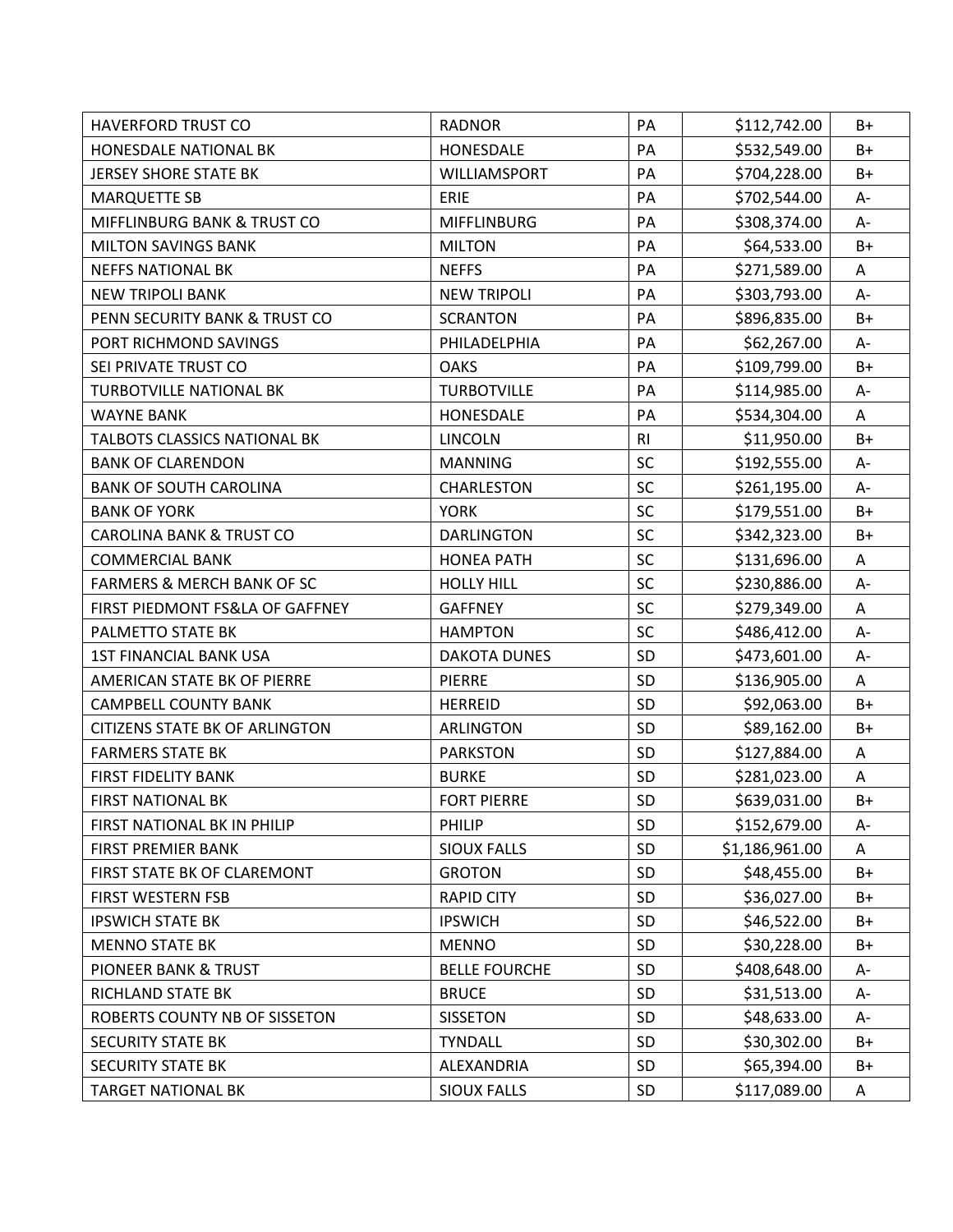| | | | | |
|---|---|---|---|---|
| HAVERFORD TRUST CO | RADNOR | PA | $112,742.00 | B+ |
| HONESDALE NATIONAL BK | HONESDALE | PA | $532,549.00 | B+ |
| JERSEY SHORE STATE BK | WILLIAMSPORT | PA | $704,228.00 | B+ |
| MARQUETTE SB | ERIE | PA | $702,544.00 | A- |
| MIFFLINBURG BANK & TRUST CO | MIFFLINBURG | PA | $308,374.00 | A- |
| MILTON SAVINGS BANK | MILTON | PA | $64,533.00 | B+ |
| NEFFS NATIONAL BK | NEFFS | PA | $271,589.00 | A |
| NEW TRIPOLI BANK | NEW TRIPOLI | PA | $303,793.00 | A- |
| PENN SECURITY BANK & TRUST CO | SCRANTON | PA | $896,835.00 | B+ |
| PORT RICHMOND SAVINGS | PHILADELPHIA | PA | $62,267.00 | A- |
| SEI PRIVATE TRUST CO | OAKS | PA | $109,799.00 | B+ |
| TURBOTVILLE NATIONAL BK | TURBOTVILLE | PA | $114,985.00 | A- |
| WAYNE BANK | HONESDALE | PA | $534,304.00 | A |
| TALBOTS CLASSICS NATIONAL BK | LINCOLN | RI | $11,950.00 | B+ |
| BANK OF CLARENDON | MANNING | SC | $192,555.00 | A- |
| BANK OF SOUTH CAROLINA | CHARLESTON | SC | $261,195.00 | A- |
| BANK OF YORK | YORK | SC | $179,551.00 | B+ |
| CAROLINA BANK & TRUST CO | DARLINGTON | SC | $342,323.00 | B+ |
| COMMERCIAL BANK | HONEA PATH | SC | $131,696.00 | A |
| FARMERS & MERCH BANK OF SC | HOLLY HILL | SC | $230,886.00 | A- |
| FIRST PIEDMONT FS&LA OF GAFFNEY | GAFFNEY | SC | $279,349.00 | A |
| PALMETTO STATE BK | HAMPTON | SC | $486,412.00 | A- |
| 1ST FINANCIAL BANK USA | DAKOTA DUNES | SD | $473,601.00 | A- |
| AMERICAN STATE BK OF PIERRE | PIERRE | SD | $136,905.00 | A |
| CAMPBELL COUNTY BANK | HERREID | SD | $92,063.00 | B+ |
| CITIZENS STATE BK OF ARLINGTON | ARLINGTON | SD | $89,162.00 | B+ |
| FARMERS STATE BK | PARKSTON | SD | $127,884.00 | A |
| FIRST FIDELITY BANK | BURKE | SD | $281,023.00 | A |
| FIRST NATIONAL BK | FORT PIERRE | SD | $639,031.00 | B+ |
| FIRST NATIONAL BK IN PHILIP | PHILIP | SD | $152,679.00 | A- |
| FIRST PREMIER BANK | SIOUX FALLS | SD | $1,186,961.00 | A |
| FIRST STATE BK OF CLAREMONT | GROTON | SD | $48,455.00 | B+ |
| FIRST WESTERN FSB | RAPID CITY | SD | $36,027.00 | B+ |
| IPSWICH STATE BK | IPSWICH | SD | $46,522.00 | B+ |
| MENNO STATE BK | MENNO | SD | $30,228.00 | B+ |
| PIONEER BANK & TRUST | BELLE FOURCHE | SD | $408,648.00 | A- |
| RICHLAND STATE BK | BRUCE | SD | $31,513.00 | A- |
| ROBERTS COUNTY NB OF SISSETON | SISSETON | SD | $48,633.00 | A- |
| SECURITY STATE BK | TYNDALL | SD | $30,302.00 | B+ |
| SECURITY STATE BK | ALEXANDRIA | SD | $65,394.00 | B+ |
| TARGET NATIONAL BK | SIOUX FALLS | SD | $117,089.00 | A |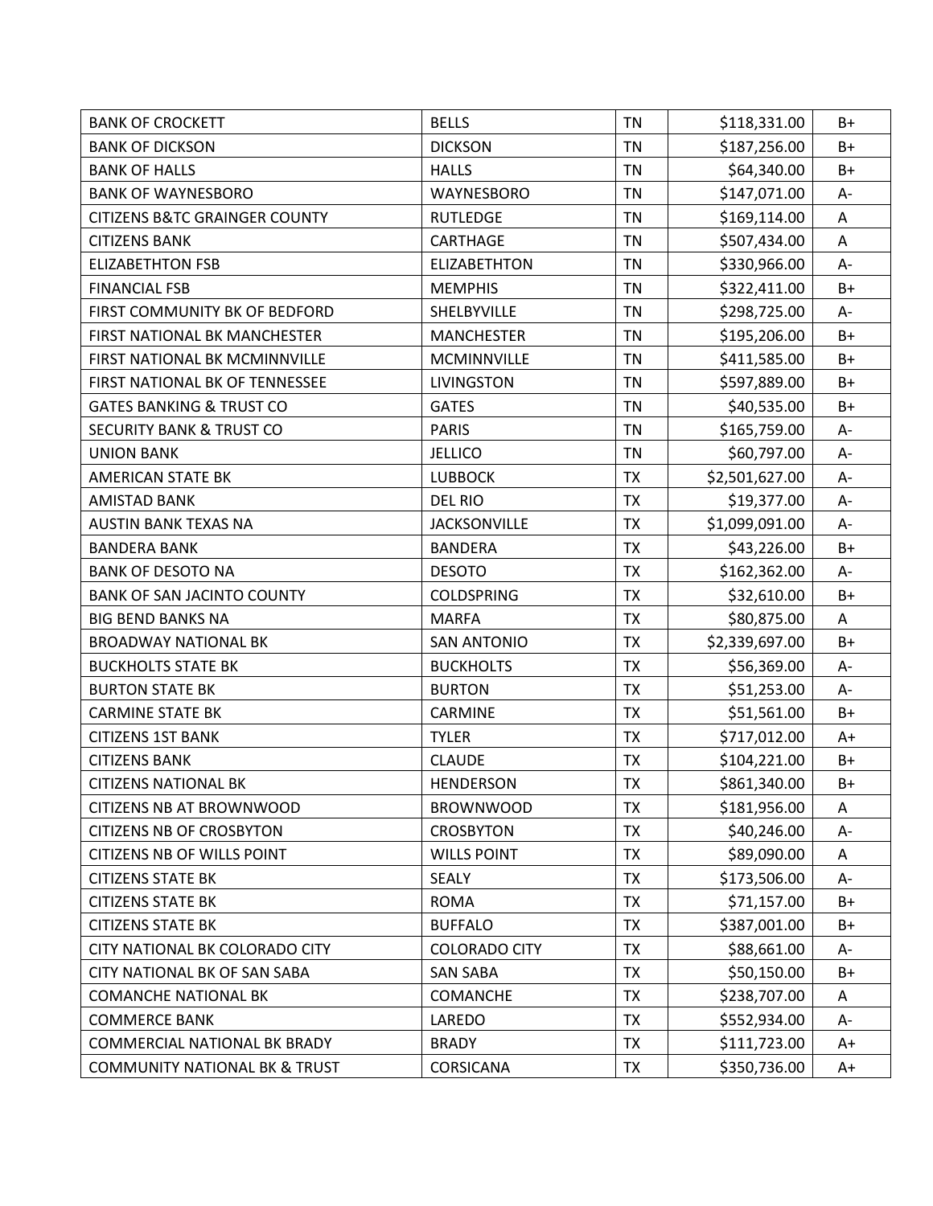| | | | | |
|---|---|---|---|---|
| BANK OF CROCKETT | BELLS | TN | $118,331.00 | B+ |
| BANK OF DICKSON | DICKSON | TN | $187,256.00 | B+ |
| BANK OF HALLS | HALLS | TN | $64,340.00 | B+ |
| BANK OF WAYNESBORO | WAYNESBORO | TN | $147,071.00 | A- |
| CITIZENS B&TC GRAINGER COUNTY | RUTLEDGE | TN | $169,114.00 | A |
| CITIZENS BANK | CARTHAGE | TN | $507,434.00 | A |
| ELIZABETHTON FSB | ELIZABETHTON | TN | $330,966.00 | A- |
| FINANCIAL FSB | MEMPHIS | TN | $322,411.00 | B+ |
| FIRST COMMUNITY BK OF BEDFORD | SHELBYVILLE | TN | $298,725.00 | A- |
| FIRST NATIONAL BK MANCHESTER | MANCHESTER | TN | $195,206.00 | B+ |
| FIRST NATIONAL BK MCMINNVILLE | MCMINNVILLE | TN | $411,585.00 | B+ |
| FIRST NATIONAL BK OF TENNESSEE | LIVINGSTON | TN | $597,889.00 | B+ |
| GATES BANKING & TRUST CO | GATES | TN | $40,535.00 | B+ |
| SECURITY BANK & TRUST CO | PARIS | TN | $165,759.00 | A- |
| UNION BANK | JELLICO | TN | $60,797.00 | A- |
| AMERICAN STATE BK | LUBBOCK | TX | $2,501,627.00 | A- |
| AMISTAD BANK | DEL RIO | TX | $19,377.00 | A- |
| AUSTIN BANK TEXAS NA | JACKSONVILLE | TX | $1,099,091.00 | A- |
| BANDERA BANK | BANDERA | TX | $43,226.00 | B+ |
| BANK OF DESOTO NA | DESOTO | TX | $162,362.00 | A- |
| BANK OF SAN JACINTO COUNTY | COLDSPRING | TX | $32,610.00 | B+ |
| BIG BEND BANKS NA | MARFA | TX | $80,875.00 | A |
| BROADWAY NATIONAL BK | SAN ANTONIO | TX | $2,339,697.00 | B+ |
| BUCKHOLTS STATE BK | BUCKHOLTS | TX | $56,369.00 | A- |
| BURTON STATE BK | BURTON | TX | $51,253.00 | A- |
| CARMINE STATE BK | CARMINE | TX | $51,561.00 | B+ |
| CITIZENS 1ST BANK | TYLER | TX | $717,012.00 | A+ |
| CITIZENS BANK | CLAUDE | TX | $104,221.00 | B+ |
| CITIZENS NATIONAL BK | HENDERSON | TX | $861,340.00 | B+ |
| CITIZENS NB AT BROWNWOOD | BROWNWOOD | TX | $181,956.00 | A |
| CITIZENS NB OF CROSBYTON | CROSBYTON | TX | $40,246.00 | A- |
| CITIZENS NB OF WILLS POINT | WILLS POINT | TX | $89,090.00 | A |
| CITIZENS STATE BK | SEALY | TX | $173,506.00 | A- |
| CITIZENS STATE BK | ROMA | TX | $71,157.00 | B+ |
| CITIZENS STATE BK | BUFFALO | TX | $387,001.00 | B+ |
| CITY NATIONAL BK COLORADO CITY | COLORADO CITY | TX | $88,661.00 | A- |
| CITY NATIONAL BK OF SAN SABA | SAN SABA | TX | $50,150.00 | B+ |
| COMANCHE NATIONAL BK | COMANCHE | TX | $238,707.00 | A |
| COMMERCE BANK | LAREDO | TX | $552,934.00 | A- |
| COMMERCIAL NATIONAL BK BRADY | BRADY | TX | $111,723.00 | A+ |
| COMMUNITY NATIONAL BK & TRUST | CORSICANA | TX | $350,736.00 | A+ |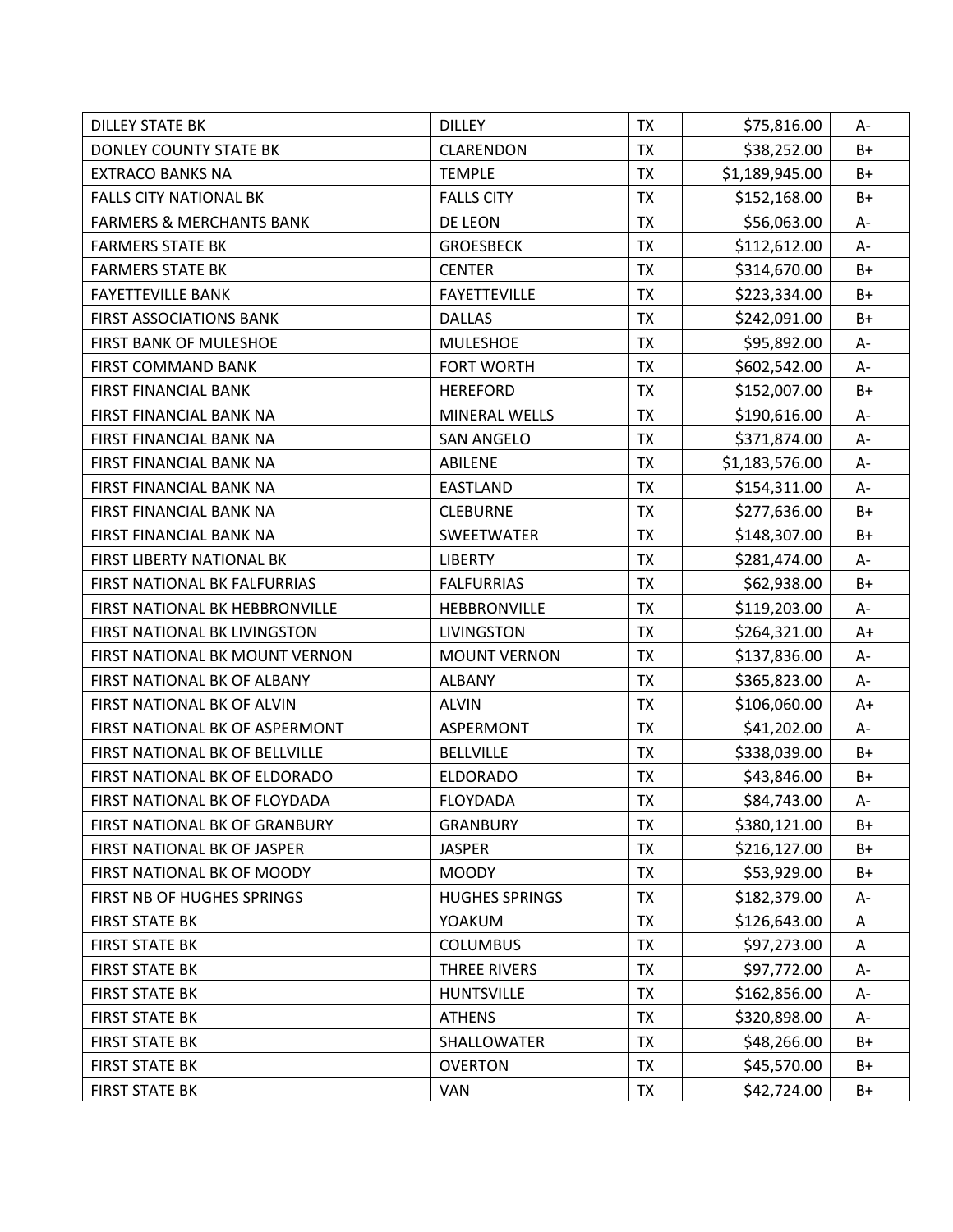| | | | | |
|---|---|---|---|---|
| DILLEY STATE BK | DILLEY | TX | $75,816.00 | A- |
| DONLEY COUNTY STATE BK | CLARENDON | TX | $38,252.00 | B+ |
| EXTRACO BANKS NA | TEMPLE | TX | $1,189,945.00 | B+ |
| FALLS CITY NATIONAL BK | FALLS CITY | TX | $152,168.00 | B+ |
| FARMERS & MERCHANTS BANK | DE LEON | TX | $56,063.00 | A- |
| FARMERS STATE BK | GROESBECK | TX | $112,612.00 | A- |
| FARMERS STATE BK | CENTER | TX | $314,670.00 | B+ |
| FAYETTEVILLE BANK | FAYETTEVILLE | TX | $223,334.00 | B+ |
| FIRST ASSOCIATIONS BANK | DALLAS | TX | $242,091.00 | B+ |
| FIRST BANK OF MULESHOE | MULESHOE | TX | $95,892.00 | A- |
| FIRST COMMAND BANK | FORT WORTH | TX | $602,542.00 | A- |
| FIRST FINANCIAL BANK | HEREFORD | TX | $152,007.00 | B+ |
| FIRST FINANCIAL BANK NA | MINERAL WELLS | TX | $190,616.00 | A- |
| FIRST FINANCIAL BANK NA | SAN ANGELO | TX | $371,874.00 | A- |
| FIRST FINANCIAL BANK NA | ABILENE | TX | $1,183,576.00 | A- |
| FIRST FINANCIAL BANK NA | EASTLAND | TX | $154,311.00 | A- |
| FIRST FINANCIAL BANK NA | CLEBURNE | TX | $277,636.00 | B+ |
| FIRST FINANCIAL BANK NA | SWEETWATER | TX | $148,307.00 | B+ |
| FIRST LIBERTY NATIONAL BK | LIBERTY | TX | $281,474.00 | A- |
| FIRST NATIONAL BK FALFURRIAS | FALFURRIAS | TX | $62,938.00 | B+ |
| FIRST NATIONAL BK HEBBRONVILLE | HEBBRONVILLE | TX | $119,203.00 | A- |
| FIRST NATIONAL BK LIVINGSTON | LIVINGSTON | TX | $264,321.00 | A+ |
| FIRST NATIONAL BK MOUNT VERNON | MOUNT VERNON | TX | $137,836.00 | A- |
| FIRST NATIONAL BK OF ALBANY | ALBANY | TX | $365,823.00 | A- |
| FIRST NATIONAL BK OF ALVIN | ALVIN | TX | $106,060.00 | A+ |
| FIRST NATIONAL BK OF ASPERMONT | ASPERMONT | TX | $41,202.00 | A- |
| FIRST NATIONAL BK OF BELLVILLE | BELLVILLE | TX | $338,039.00 | B+ |
| FIRST NATIONAL BK OF ELDORADO | ELDORADO | TX | $43,846.00 | B+ |
| FIRST NATIONAL BK OF FLOYDADA | FLOYDADA | TX | $84,743.00 | A- |
| FIRST NATIONAL BK OF GRANBURY | GRANBURY | TX | $380,121.00 | B+ |
| FIRST NATIONAL BK OF JASPER | JASPER | TX | $216,127.00 | B+ |
| FIRST NATIONAL BK OF MOODY | MOODY | TX | $53,929.00 | B+ |
| FIRST NB OF HUGHES SPRINGS | HUGHES SPRINGS | TX | $182,379.00 | A- |
| FIRST STATE BK | YOAKUM | TX | $126,643.00 | A |
| FIRST STATE BK | COLUMBUS | TX | $97,273.00 | A |
| FIRST STATE BK | THREE RIVERS | TX | $97,772.00 | A- |
| FIRST STATE BK | HUNTSVILLE | TX | $162,856.00 | A- |
| FIRST STATE BK | ATHENS | TX | $320,898.00 | A- |
| FIRST STATE BK | SHALLOWATER | TX | $48,266.00 | B+ |
| FIRST STATE BK | OVERTON | TX | $45,570.00 | B+ |
| FIRST STATE BK | VAN | TX | $42,724.00 | B+ |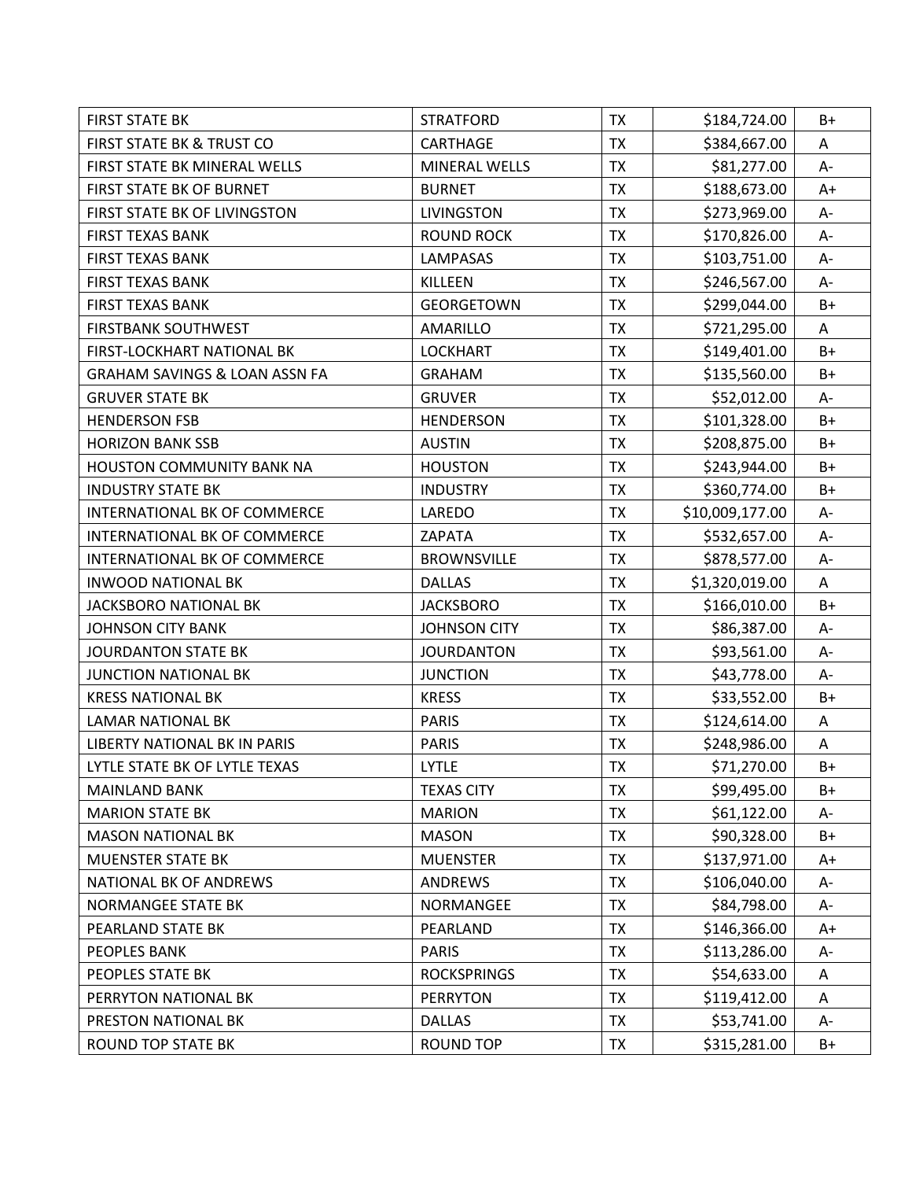| | | | | |
|---|---|---|---|---|
| FIRST STATE BK | STRATFORD | TX | $184,724.00 | B+ |
| FIRST STATE BK & TRUST CO | CARTHAGE | TX | $384,667.00 | A |
| FIRST STATE BK MINERAL WELLS | MINERAL WELLS | TX | $81,277.00 | A- |
| FIRST STATE BK OF BURNET | BURNET | TX | $188,673.00 | A+ |
| FIRST STATE BK OF LIVINGSTON | LIVINGSTON | TX | $273,969.00 | A- |
| FIRST TEXAS BANK | ROUND ROCK | TX | $170,826.00 | A- |
| FIRST TEXAS BANK | LAMPASAS | TX | $103,751.00 | A- |
| FIRST TEXAS BANK | KILLEEN | TX | $246,567.00 | A- |
| FIRST TEXAS BANK | GEORGETOWN | TX | $299,044.00 | B+ |
| FIRSTBANK SOUTHWEST | AMARILLO | TX | $721,295.00 | A |
| FIRST-LOCKHART NATIONAL BK | LOCKHART | TX | $149,401.00 | B+ |
| GRAHAM SAVINGS & LOAN ASSN FA | GRAHAM | TX | $135,560.00 | B+ |
| GRUVER STATE BK | GRUVER | TX | $52,012.00 | A- |
| HENDERSON FSB | HENDERSON | TX | $101,328.00 | B+ |
| HORIZON BANK SSB | AUSTIN | TX | $208,875.00 | B+ |
| HOUSTON COMMUNITY BANK NA | HOUSTON | TX | $243,944.00 | B+ |
| INDUSTRY STATE BK | INDUSTRY | TX | $360,774.00 | B+ |
| INTERNATIONAL BK OF COMMERCE | LAREDO | TX | $10,009,177.00 | A- |
| INTERNATIONAL BK OF COMMERCE | ZAPATA | TX | $532,657.00 | A- |
| INTERNATIONAL BK OF COMMERCE | BROWNSVILLE | TX | $878,577.00 | A- |
| INWOOD NATIONAL BK | DALLAS | TX | $1,320,019.00 | A |
| JACKSBORO NATIONAL BK | JACKSBORO | TX | $166,010.00 | B+ |
| JOHNSON CITY BANK | JOHNSON CITY | TX | $86,387.00 | A- |
| JOURDANTON STATE BK | JOURDANTON | TX | $93,561.00 | A- |
| JUNCTION NATIONAL BK | JUNCTION | TX | $43,778.00 | A- |
| KRESS NATIONAL BK | KRESS | TX | $33,552.00 | B+ |
| LAMAR NATIONAL BK | PARIS | TX | $124,614.00 | A |
| LIBERTY NATIONAL BK IN PARIS | PARIS | TX | $248,986.00 | A |
| LYTLE STATE BK OF LYTLE TEXAS | LYTLE | TX | $71,270.00 | B+ |
| MAINLAND BANK | TEXAS CITY | TX | $99,495.00 | B+ |
| MARION STATE BK | MARION | TX | $61,122.00 | A- |
| MASON NATIONAL BK | MASON | TX | $90,328.00 | B+ |
| MUENSTER STATE BK | MUENSTER | TX | $137,971.00 | A+ |
| NATIONAL BK OF ANDREWS | ANDREWS | TX | $106,040.00 | A- |
| NORMANGEE STATE BK | NORMANGEE | TX | $84,798.00 | A- |
| PEARLAND STATE BK | PEARLAND | TX | $146,366.00 | A+ |
| PEOPLES BANK | PARIS | TX | $113,286.00 | A- |
| PEOPLES STATE BK | ROCKSPRINGS | TX | $54,633.00 | A |
| PERRYTON NATIONAL BK | PERRYTON | TX | $119,412.00 | A |
| PRESTON NATIONAL BK | DALLAS | TX | $53,741.00 | A- |
| ROUND TOP STATE BK | ROUND TOP | TX | $315,281.00 | B+ |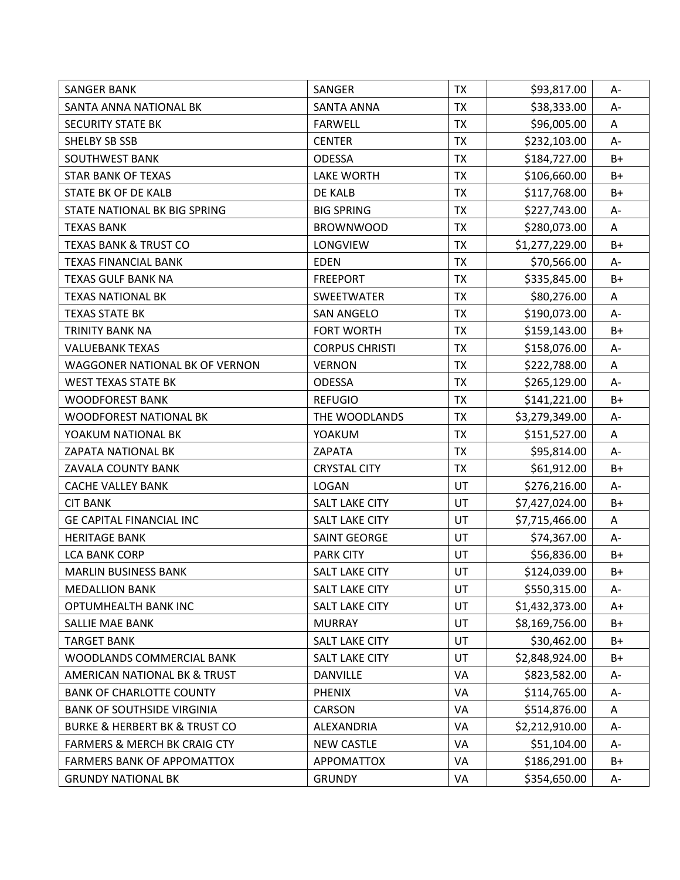| SANGER BANK | SANGER | TX | $93,817.00 | A- |
|---|---|---|---|---|
| SANTA ANNA NATIONAL BK | SANTA ANNA | TX | $38,333.00 | A- |
| SECURITY STATE BK | FARWELL | TX | $96,005.00 | A |
| SHELBY SB SSB | CENTER | TX | $232,103.00 | A- |
| SOUTHWEST BANK | ODESSA | TX | $184,727.00 | B+ |
| STAR BANK OF TEXAS | LAKE WORTH | TX | $106,660.00 | B+ |
| STATE BK OF DE KALB | DE KALB | TX | $117,768.00 | B+ |
| STATE NATIONAL BK BIG SPRING | BIG SPRING | TX | $227,743.00 | A- |
| TEXAS BANK | BROWNWOOD | TX | $280,073.00 | A |
| TEXAS BANK & TRUST CO | LONGVIEW | TX | $1,277,229.00 | B+ |
| TEXAS FINANCIAL BANK | EDEN | TX | $70,566.00 | A- |
| TEXAS GULF BANK NA | FREEPORT | TX | $335,845.00 | B+ |
| TEXAS NATIONAL BK | SWEETWATER | TX | $80,276.00 | A |
| TEXAS STATE BK | SAN ANGELO | TX | $190,073.00 | A- |
| TRINITY BANK NA | FORT WORTH | TX | $159,143.00 | B+ |
| VALUEBANK TEXAS | CORPUS CHRISTI | TX | $158,076.00 | A- |
| WAGGONER NATIONAL BK OF VERNON | VERNON | TX | $222,788.00 | A |
| WEST TEXAS STATE BK | ODESSA | TX | $265,129.00 | A- |
| WOODFOREST BANK | REFUGIO | TX | $141,221.00 | B+ |
| WOODFOREST NATIONAL BK | THE WOODLANDS | TX | $3,279,349.00 | A- |
| YOAKUM NATIONAL BK | YOAKUM | TX | $151,527.00 | A |
| ZAPATA NATIONAL BK | ZAPATA | TX | $95,814.00 | A- |
| ZAVALA COUNTY BANK | CRYSTAL CITY | TX | $61,912.00 | B+ |
| CACHE VALLEY BANK | LOGAN | UT | $276,216.00 | A- |
| CIT BANK | SALT LAKE CITY | UT | $7,427,024.00 | B+ |
| GE CAPITAL FINANCIAL INC | SALT LAKE CITY | UT | $7,715,466.00 | A |
| HERITAGE BANK | SAINT GEORGE | UT | $74,367.00 | A- |
| LCA BANK CORP | PARK CITY | UT | $56,836.00 | B+ |
| MARLIN BUSINESS BANK | SALT LAKE CITY | UT | $124,039.00 | B+ |
| MEDALLION BANK | SALT LAKE CITY | UT | $550,315.00 | A- |
| OPTUMHEALTH BANK INC | SALT LAKE CITY | UT | $1,432,373.00 | A+ |
| SALLIE MAE BANK | MURRAY | UT | $8,169,756.00 | B+ |
| TARGET BANK | SALT LAKE CITY | UT | $30,462.00 | B+ |
| WOODLANDS COMMERCIAL BANK | SALT LAKE CITY | UT | $2,848,924.00 | B+ |
| AMERICAN NATIONAL BK & TRUST | DANVILLE | VA | $823,582.00 | A- |
| BANK OF CHARLOTTE COUNTY | PHENIX | VA | $114,765.00 | A- |
| BANK OF SOUTHSIDE VIRGINIA | CARSON | VA | $514,876.00 | A |
| BURKE & HERBERT BK & TRUST CO | ALEXANDRIA | VA | $2,212,910.00 | A- |
| FARMERS & MERCH BK CRAIG CTY | NEW CASTLE | VA | $51,104.00 | A- |
| FARMERS BANK OF APPOMATTOX | APPOMATTOX | VA | $186,291.00 | B+ |
| GRUNDY NATIONAL BK | GRUNDY | VA | $354,650.00 | A- |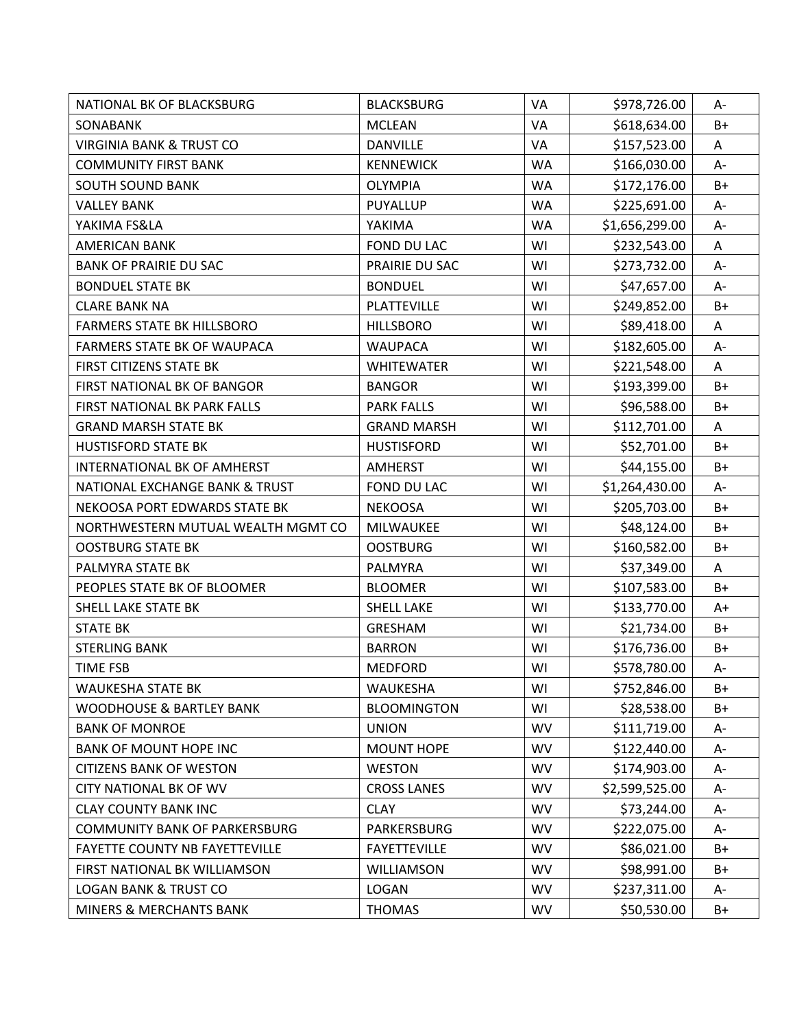| NATIONAL BK OF BLACKSBURG | BLACKSBURG | VA | $978,726.00 | A- |
|---|---|---|---|---|
| SONABANK | MCLEAN | VA | $618,634.00 | B+ |
| VIRGINIA BANK & TRUST CO | DANVILLE | VA | $157,523.00 | A |
| COMMUNITY FIRST BANK | KENNEWICK | WA | $166,030.00 | A- |
| SOUTH SOUND BANK | OLYMPIA | WA | $172,176.00 | B+ |
| VALLEY BANK | PUYALLUP | WA | $225,691.00 | A- |
| YAKIMA FS&LA | YAKIMA | WA | $1,656,299.00 | A- |
| AMERICAN BANK | FOND DU LAC | WI | $232,543.00 | A |
| BANK OF PRAIRIE DU SAC | PRAIRIE DU SAC | WI | $273,732.00 | A- |
| BONDUEL STATE BK | BONDUEL | WI | $47,657.00 | A- |
| CLARE BANK NA | PLATTEVILLE | WI | $249,852.00 | B+ |
| FARMERS STATE BK HILLSBORO | HILLSBORO | WI | $89,418.00 | A |
| FARMERS STATE BK OF WAUPACA | WAUPACA | WI | $182,605.00 | A- |
| FIRST CITIZENS STATE BK | WHITEWATER | WI | $221,548.00 | A |
| FIRST NATIONAL BK OF BANGOR | BANGOR | WI | $193,399.00 | B+ |
| FIRST NATIONAL BK PARK FALLS | PARK FALLS | WI | $96,588.00 | B+ |
| GRAND MARSH STATE BK | GRAND MARSH | WI | $112,701.00 | A |
| HUSTISFORD STATE BK | HUSTISFORD | WI | $52,701.00 | B+ |
| INTERNATIONAL BK OF AMHERST | AMHERST | WI | $44,155.00 | B+ |
| NATIONAL EXCHANGE BANK & TRUST | FOND DU LAC | WI | $1,264,430.00 | A- |
| NEKOOSA PORT EDWARDS STATE BK | NEKOOSA | WI | $205,703.00 | B+ |
| NORTHWESTERN MUTUAL WEALTH MGMT CO | MILWAUKEE | WI | $48,124.00 | B+ |
| OOSTBURG STATE BK | OOSTBURG | WI | $160,582.00 | B+ |
| PALMYRA STATE BK | PALMYRA | WI | $37,349.00 | A |
| PEOPLES STATE BK OF BLOOMER | BLOOMER | WI | $107,583.00 | B+ |
| SHELL LAKE STATE BK | SHELL LAKE | WI | $133,770.00 | A+ |
| STATE BK | GRESHAM | WI | $21,734.00 | B+ |
| STERLING BANK | BARRON | WI | $176,736.00 | B+ |
| TIME FSB | MEDFORD | WI | $578,780.00 | A- |
| WAUKESHA STATE BK | WAUKESHA | WI | $752,846.00 | B+ |
| WOODHOUSE & BARTLEY BANK | BLOOMINGTON | WI | $28,538.00 | B+ |
| BANK OF MONROE | UNION | WV | $111,719.00 | A- |
| BANK OF MOUNT HOPE INC | MOUNT HOPE | WV | $122,440.00 | A- |
| CITIZENS BANK OF WESTON | WESTON | WV | $174,903.00 | A- |
| CITY NATIONAL BK OF WV | CROSS LANES | WV | $2,599,525.00 | A- |
| CLAY COUNTY BANK INC | CLAY | WV | $73,244.00 | A- |
| COMMUNITY BANK OF PARKERSBURG | PARKERSBURG | WV | $222,075.00 | A- |
| FAYETTE COUNTY NB FAYETTEVILLE | FAYETTEVILLE | WV | $86,021.00 | B+ |
| FIRST NATIONAL BK WILLIAMSON | WILLIAMSON | WV | $98,991.00 | B+ |
| LOGAN BANK & TRUST CO | LOGAN | WV | $237,311.00 | A- |
| MINERS & MERCHANTS BANK | THOMAS | WV | $50,530.00 | B+ |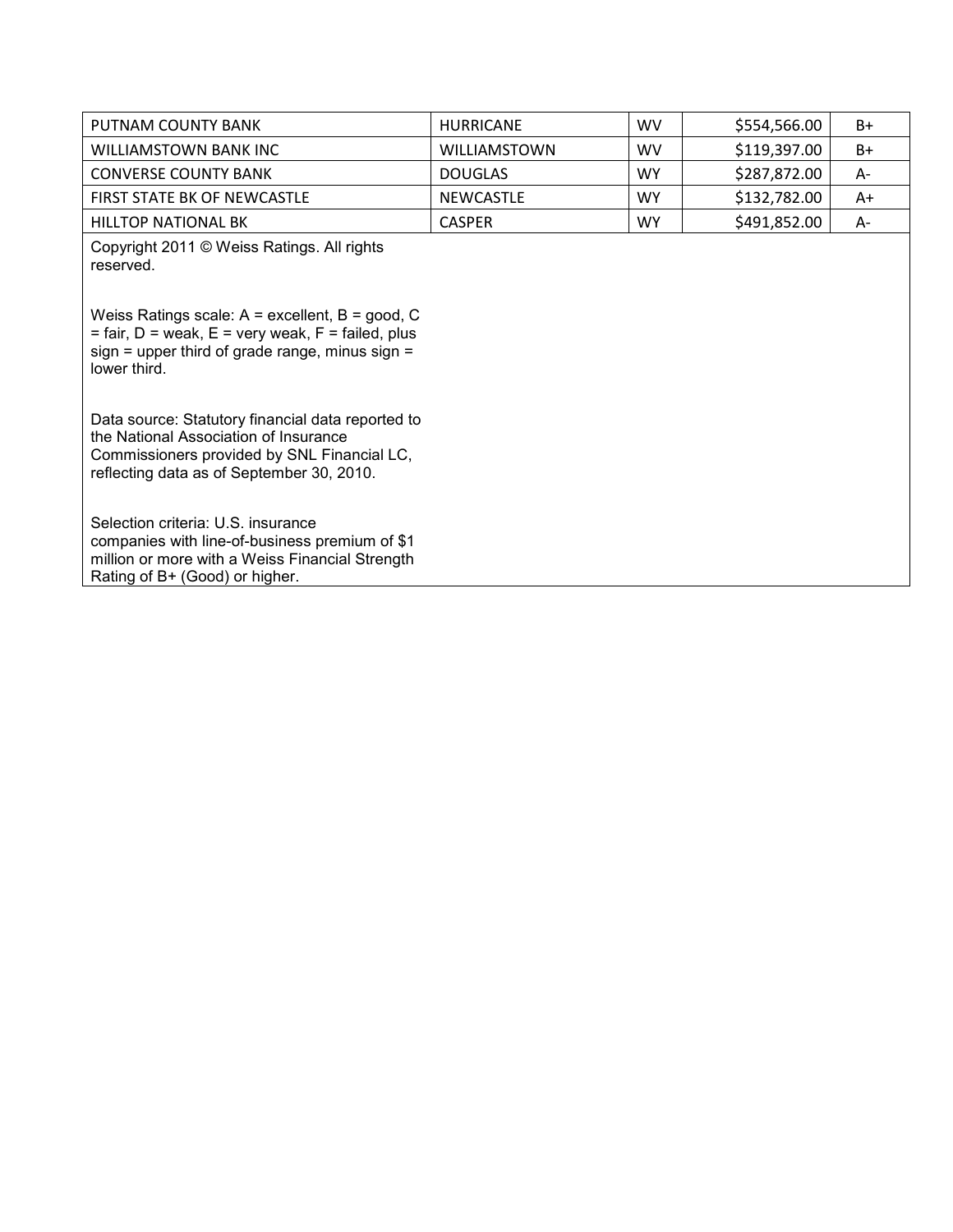| | | | | |
|---|---|---|---|---|
| PUTNAM COUNTY BANK | HURRICANE | WV | $554,566.00 | B+ |
| WILLIAMSTOWN BANK INC | WILLIAMSTOWN | WV | $119,397.00 | B+ |
| CONVERSE COUNTY BANK | DOUGLAS | WY | $287,872.00 | A- |
| FIRST STATE BK OF NEWCASTLE | NEWCASTLE | WY | $132,782.00 | A+ |
| HILLTOP NATIONAL BK | CASPER | WY | $491,852.00 | A- |

Copyright 2011 © Weiss Ratings. All rights reserved.

Weiss Ratings scale: A = excellent, B = good, C = fair, D = weak, E = very weak, F = failed, plus sign = upper third of grade range, minus sign = lower third.

Data source: Statutory financial data reported to the National Association of Insurance Commissioners provided by SNL Financial LC, reflecting data as of September 30, 2010.

Selection criteria: U.S. insurance companies with line-of-business premium of $1 million or more with a Weiss Financial Strength Rating of B+ (Good) or higher.